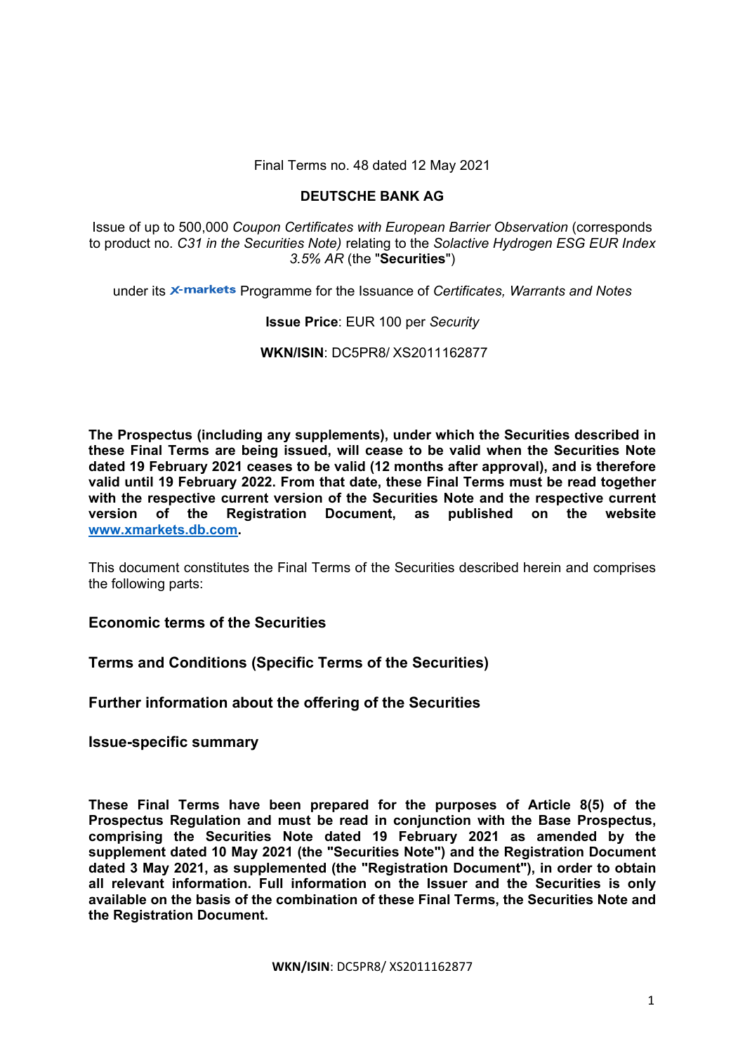Final Terms no. 48 dated 12 May 2021

**DEUTSCHE BANK AG**

Issue of up to 500,000 *Coupon Certificates with European Barrier Observation* (corresponds to product no. *C31 in the Securities Note)* relating to the *Solactive Hydrogen ESG EUR Index 3.5% AR* (the "**Securities**")

under its X-markets Programme for the Issuance of *Certificates, Warrants and Notes*

**Issue Price**: EUR 100 per *Security*

**WKN/ISIN**: DC5PR8/ XS2011162877

**The Prospectus (including any supplements), under which the Securities described in these Final Terms are being issued, will cease to be valid when the Securities Note dated 19 February 2021 ceases to be valid (12 months after approval), and is therefore valid until 19 February 2022. From that date, these Final Terms must be read together with the respective current version of the Securities Note and the respective current version of the Registration Document, as published on the website www.xmarkets.db.com.**

This document constitutes the Final Terms of the Securities described herein and comprises the following parts:

**Economic terms of the Securities**

**Terms and Conditions (Specific Terms of the Securities)**

**Further information about the offering of the Securities**

**Issue-specific summary**

**These Final Terms have been prepared for the purposes of Article 8(5) of the Prospectus Regulation and must be read in conjunction with the Base Prospectus, comprising the Securities Note dated 19 February 2021 as amended by the supplement dated 10 May 2021 (the "Securities Note") and the Registration Document dated 3 May 2021, as supplemented (the "Registration Document"), in order to obtain all relevant information. Full information on the Issuer and the Securities is only available on the basis of the combination of these Final Terms, the Securities Note and the Registration Document.**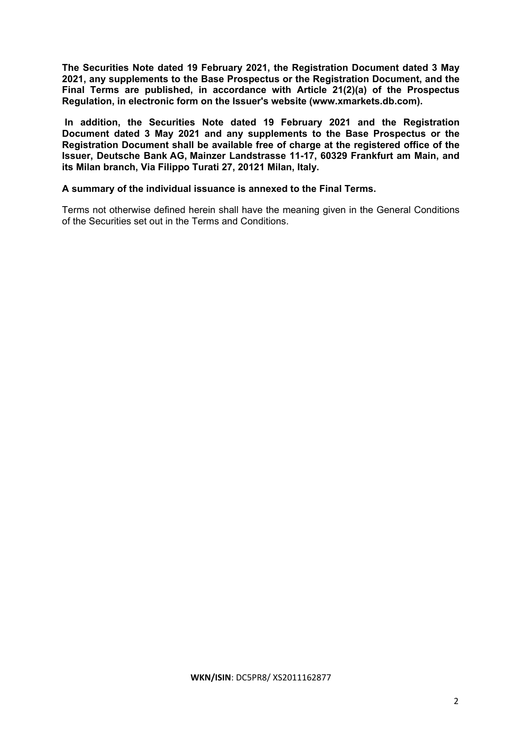**The Securities Note dated 19 February 2021, the Registration Document dated 3 May 2021, any supplements to the Base Prospectus or the Registration Document, and the Final Terms are published, in accordance with Article 21(2)(a) of the Prospectus Regulation, in electronic form on the Issuer's website (www.xmarkets.db.com).**

**In addition, the Securities Note dated 19 February 2021 and the Registration Document dated 3 May 2021 and any supplements to the Base Prospectus or the Registration Document shall be available free of charge at the registered office of the Issuer, Deutsche Bank AG, Mainzer Landstrasse 11-17, 60329 Frankfurt am Main, and its Milan branch, Via Filippo Turati 27, 20121 Milan, Italy.**

**A summary of the individual issuance is annexed to the Final Terms.**

Terms not otherwise defined herein shall have the meaning given in the General Conditions of the Securities set out in the Terms and Conditions.

**WKN/ISIN**: DC5PR8/ XS2011162877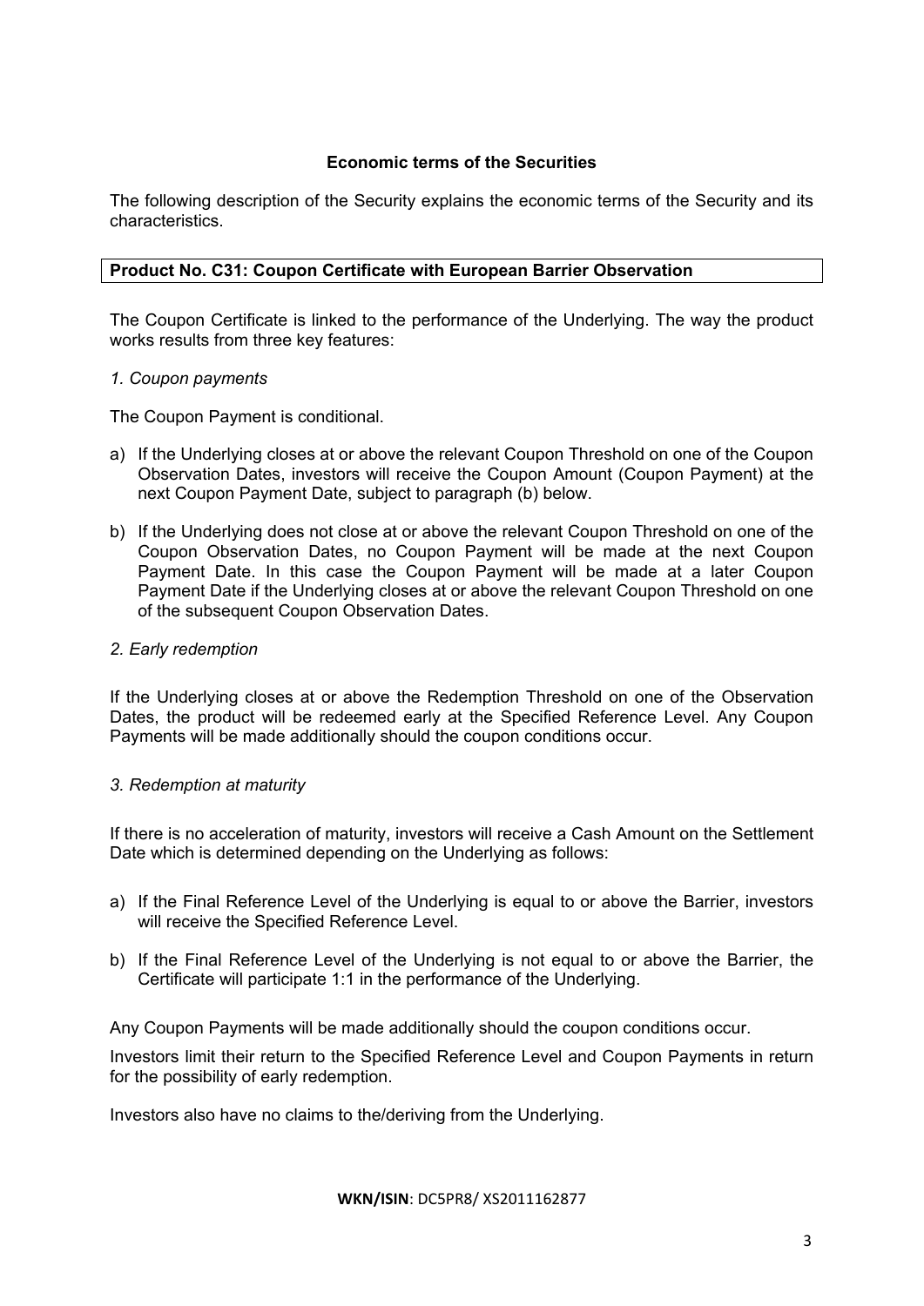## Economic terms of the Securities

The following description of the Security explains the economic terms of the Security and its characteristics.

**Product No. C31: Coupon Certificate with European Barrier Observation**

The Coupon Certificate is linked to the performance of the Underlying. The way the product works results from three key features:

*1. Coupon payments*

The Coupon Payment is conditional.

a) If the Underlying closes at or above the relevant Coupon Threshold on one of the Coupon Observation Dates, investors will receive the Coupon Amount (Coupon Payment) at the next Coupon Payment Date, subject to paragraph (b) below.

b) If the Underlying does not close at or above the relevant Coupon Threshold on one of the Coupon Observation Dates, no Coupon Payment will be made at the next Coupon Payment Date. In this case the Coupon Payment will be made at a later Coupon Payment Date if the Underlying closes at or above the relevant Coupon Threshold on one of the subsequent Coupon Observation Dates.

*2. Early redemption*

If the Underlying closes at or above the Redemption Threshold on one of the Observation Dates, the product will be redeemed early at the Specified Reference Level. Any Coupon Payments will be made additionally should the coupon conditions occur.

*3. Redemption at maturity*

If there is no acceleration of maturity, investors will receive a Cash Amount on the Settlement Date which is determined depending on the Underlying as follows:

a) If the Final Reference Level of the Underlying is equal to or above the Barrier, investors will receive the Specified Reference Level.

b) If the Final Reference Level of the Underlying is not equal to or above the Barrier, the Certificate will participate 1:1 in the performance of the Underlying.

Any Coupon Payments will be made additionally should the coupon conditions occur.

Investors limit their return to the Specified Reference Level and Coupon Payments in return for the possibility of early redemption.

Investors also have no claims to the/deriving from the Underlying.

**WKN/ISIN**: DC5PR8/ XS2011162877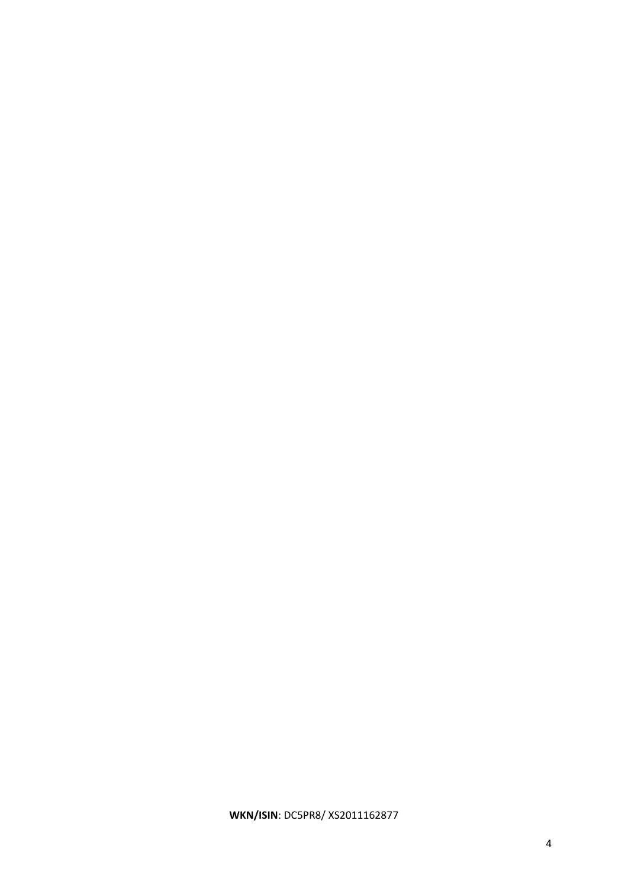**WKN/ISIN**: DC5PR8/ XS2011162877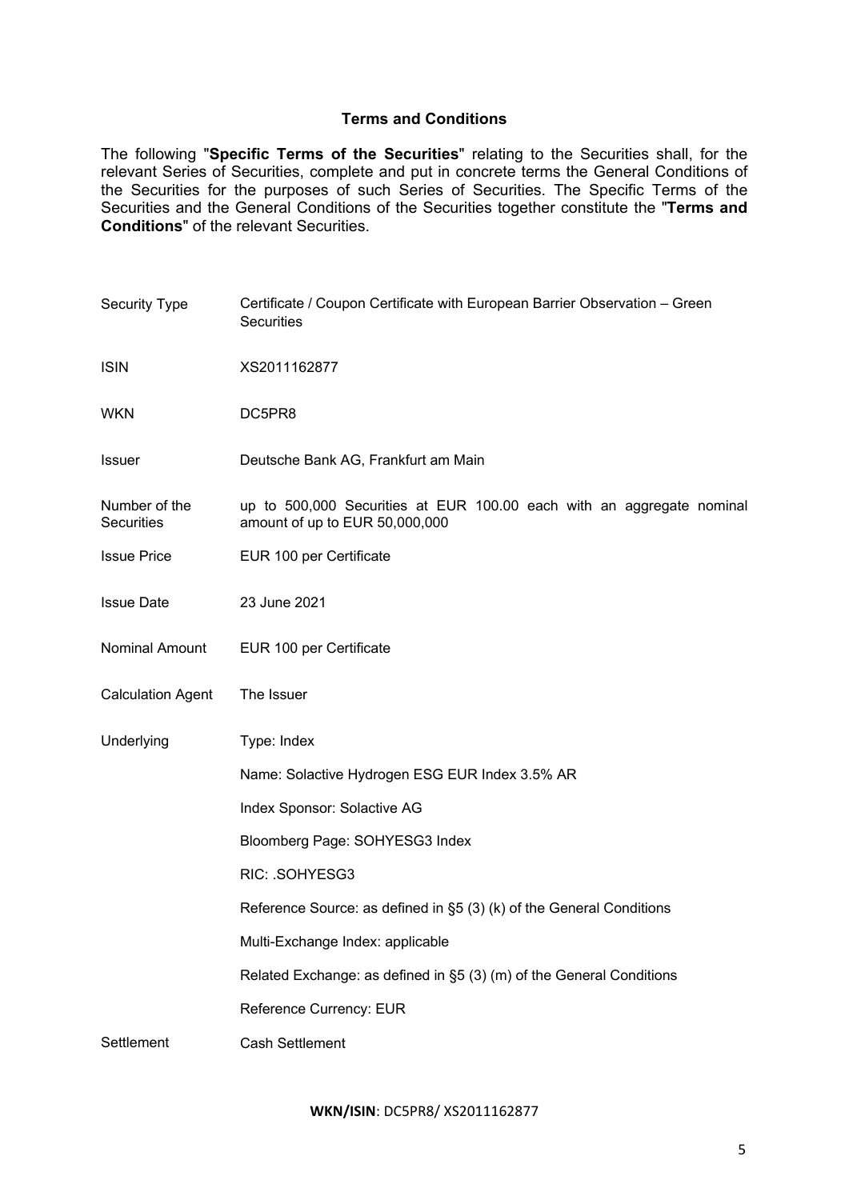## Terms and Conditions

The following "**Specific Terms of the Securities**" relating to the Securities shall, for the relevant Series of Securities, complete and put in concrete terms the General Conditions of the Securities for the purposes of such Series of Securities. The Specific Terms of the Securities and the General Conditions of the Securities together constitute the "**Terms and Conditions**" of the relevant Securities.

| | |
|---|---|
| Security Type | Certificate / Coupon Certificate with European Barrier Observation – Green Securities |
| ISIN | XS2011162877 |
| WKN | DC5PR8 |
| Issuer | Deutsche Bank AG, Frankfurt am Main |
| Number of the Securities | up to 500,000 Securities at EUR 100.00 each with an aggregate nominal amount of up to EUR 50,000,000 |
| Issue Price | EUR 100 per Certificate |
| Issue Date | 23 June 2021 |
| Nominal Amount | EUR 100 per Certificate |
| Calculation Agent | The Issuer |
| Underlying | Type: Index |
| | Name: Solactive Hydrogen ESG EUR Index 3.5% AR |
| | Index Sponsor: Solactive AG |
| | Bloomberg Page: SOHYESG3 Index |
| | RIC: .SOHYESG3 |
| | Reference Source: as defined in §5 (3) (k) of the General Conditions |
| | Multi-Exchange Index: applicable |
| | Related Exchange: as defined in §5 (3) (m) of the General Conditions |
| | Reference Currency: EUR |
| Settlement | Cash Settlement |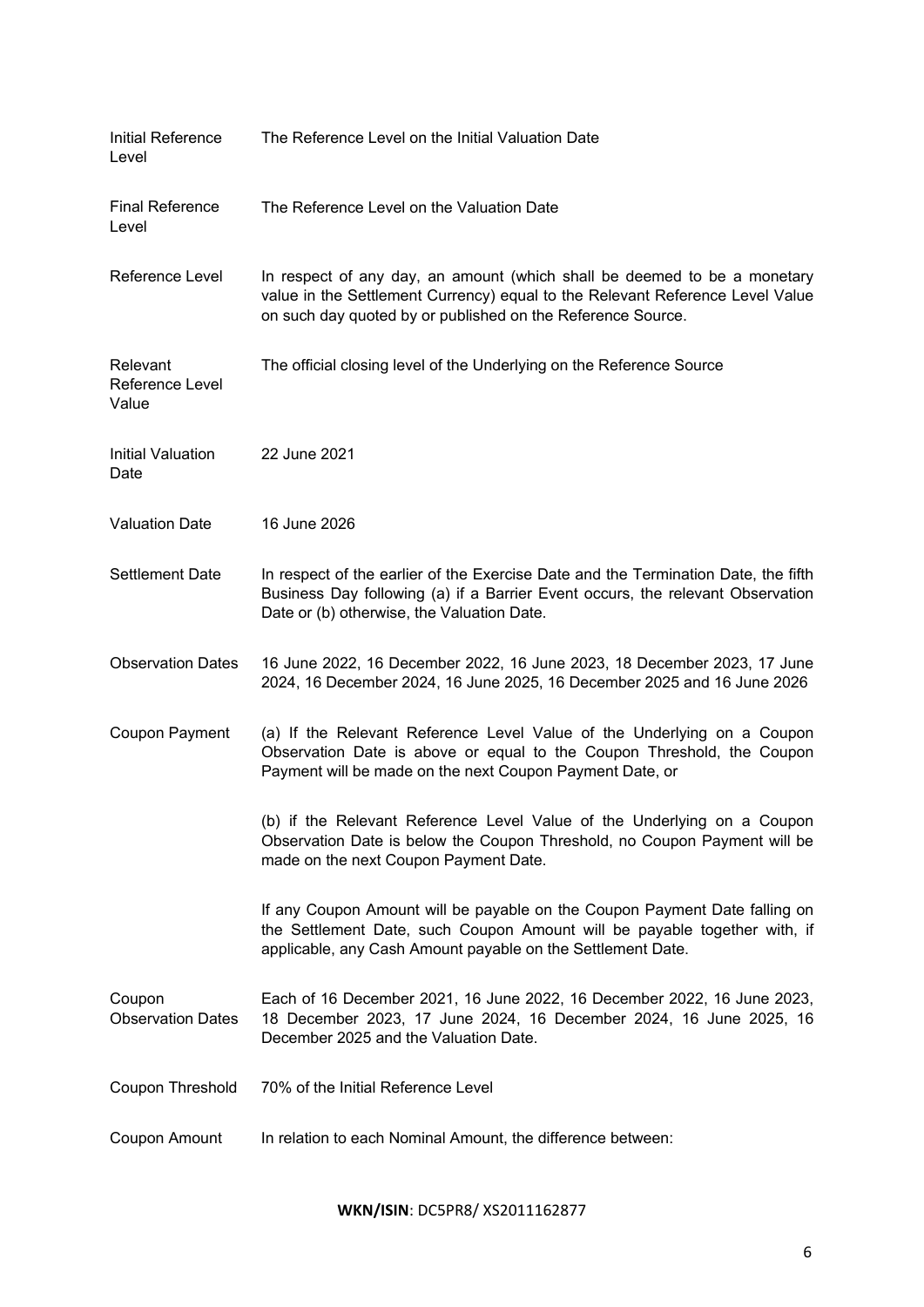| | |
|---|---|
| Initial Reference Level | The Reference Level on the Initial Valuation Date |
| Final Reference Level | The Reference Level on the Valuation Date |
| Reference Level | In respect of any day, an amount (which shall be deemed to be a monetary value in the Settlement Currency) equal to the Relevant Reference Level Value on such day quoted by or published on the Reference Source. |
| Relevant Reference Level Value | The official closing level of the Underlying on the Reference Source |
| Initial Valuation Date | 22 June 2021 |
| Valuation Date | 16 June 2026 |
| Settlement Date | In respect of the earlier of the Exercise Date and the Termination Date, the fifth Business Day following (a) if a Barrier Event occurs, the relevant Observation Date or (b) otherwise, the Valuation Date. |
| Observation Dates | 16 June 2022, 16 December 2022, 16 June 2023, 18 December 2023, 17 June 2024, 16 December 2024, 16 June 2025, 16 December 2025 and 16 June 2026 |
| Coupon Payment | (a) If the Relevant Reference Level Value of the Underlying on a Coupon Observation Date is above or equal to the Coupon Threshold, the Coupon Payment will be made on the next Coupon Payment Date, or<br><br>(b) if the Relevant Reference Level Value of the Underlying on a Coupon Observation Date is below the Coupon Threshold, no Coupon Payment will be made on the next Coupon Payment Date.<br><br>If any Coupon Amount will be payable on the Coupon Payment Date falling on the Settlement Date, such Coupon Amount will be payable together with, if applicable, any Cash Amount payable on the Settlement Date. |
| Coupon Observation Dates | Each of 16 December 2021, 16 June 2022, 16 December 2022, 16 June 2023, 18 December 2023, 17 June 2024, 16 December 2024, 16 June 2025, 16 December 2025 and the Valuation Date. |
| Coupon Threshold | 70% of the Initial Reference Level |
| Coupon Amount | In relation to each Nominal Amount, the difference between: |

**WKN/ISIN**: DC5PR8/ XS2011162877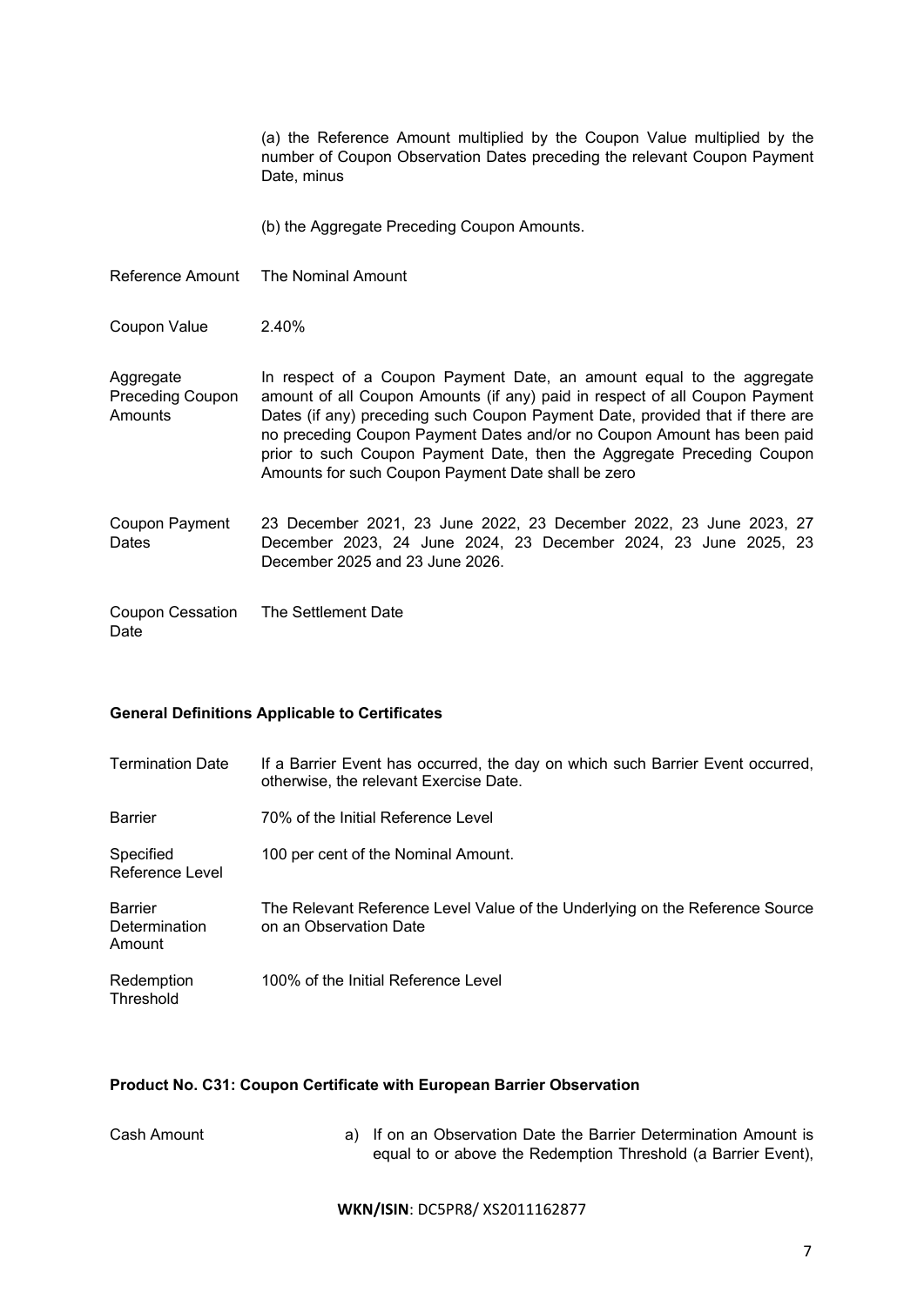| | |
|---|---|
| | (a) the Reference Amount multiplied by the Coupon Value multiplied by the number of Coupon Observation Dates preceding the relevant Coupon Payment Date, minus |
| | (b) the Aggregate Preceding Coupon Amounts. |
| Reference Amount | The Nominal Amount |
| Coupon Value | 2.40% |
| Aggregate Preceding Coupon Amounts | In respect of a Coupon Payment Date, an amount equal to the aggregate amount of all Coupon Amounts (if any) paid in respect of all Coupon Payment Dates (if any) preceding such Coupon Payment Date, provided that if there are no preceding Coupon Payment Dates and/or no Coupon Amount has been paid prior to such Coupon Payment Date, then the Aggregate Preceding Coupon Amounts for such Coupon Payment Date shall be zero |
| Coupon Payment Dates | 23 December 2021, 23 June 2022, 23 December 2022, 23 June 2023, 27 December 2023, 24 June 2024, 23 December 2024, 23 June 2025, 23 December 2025 and 23 June 2026. |
| Coupon Cessation Date | The Settlement Date |

**General Definitions Applicable to Certificates**

| | |
|---|---|
| Termination Date | If a Barrier Event has occurred, the day on which such Barrier Event occurred, otherwise, the relevant Exercise Date. |
| Barrier | 70% of the Initial Reference Level |
| Specified Reference Level | 100 per cent of the Nominal Amount. |
| Barrier Determination Amount | The Relevant Reference Level Value of the Underlying on the Reference Source on an Observation Date |
| Redemption Threshold | 100% of the Initial Reference Level |

**Product No. C31: Coupon Certificate with European Barrier Observation**

| | |
|---|---|
| Cash Amount | a) If on an Observation Date the Barrier Determination Amount is equal to or above the Redemption Threshold (a Barrier Event), |

**WKN/ISIN**: DC5PR8/ XS2011162877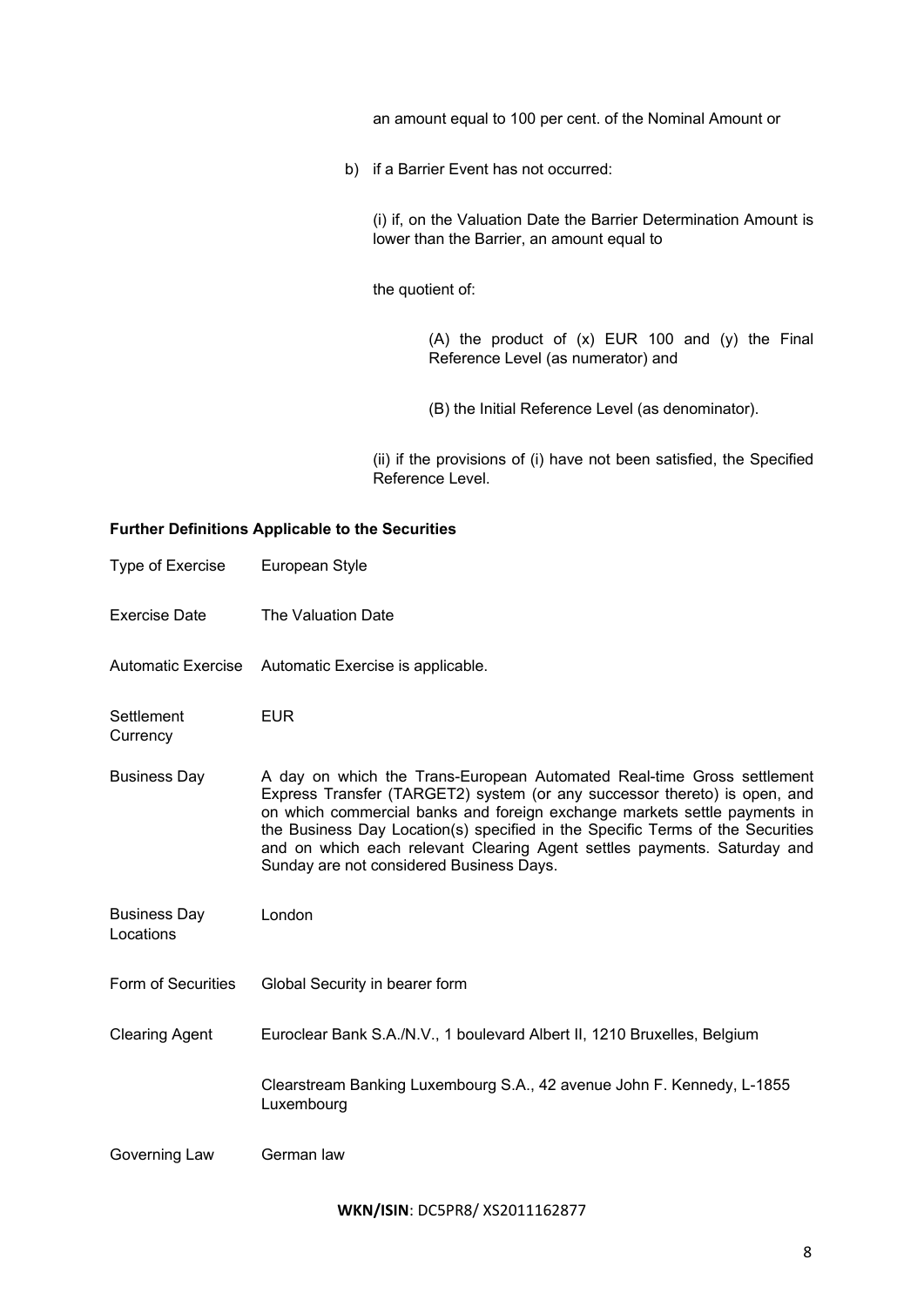an amount equal to 100 per cent. of the Nominal Amount or

b) if a Barrier Event has not occurred:

(i) if, on the Valuation Date the Barrier Determination Amount is lower than the Barrier, an amount equal to

the quotient of:

(A) the product of (x) EUR 100 and (y) the Final Reference Level (as numerator) and

(B) the Initial Reference Level (as denominator).

(ii) if the provisions of (i) have not been satisfied, the Specified Reference Level.

**Further Definitions Applicable to the Securities**

| | |
|---|---|
| Type of Exercise | European Style |
| Exercise Date | The Valuation Date |
| Automatic Exercise | Automatic Exercise is applicable. |
| Settlement Currency | EUR |
| Business Day | A day on which the Trans-European Automated Real-time Gross settlement Express Transfer (TARGET2) system (or any successor thereto) is open, and on which commercial banks and foreign exchange markets settle payments in the Business Day Location(s) specified in the Specific Terms of the Securities and on which each relevant Clearing Agent settles payments. Saturday and Sunday are not considered Business Days. |
| Business Day Locations | London |
| Form of Securities | Global Security in bearer form |
| Clearing Agent | Euroclear Bank S.A./N.V., 1 boulevard Albert II, 1210 Bruxelles, Belgium |
| | Clearstream Banking Luxembourg S.A., 42 avenue John F. Kennedy, L-1855 Luxembourg |
| Governing Law | German law |

**WKN/ISIN**: DC5PR8/ XS2011162877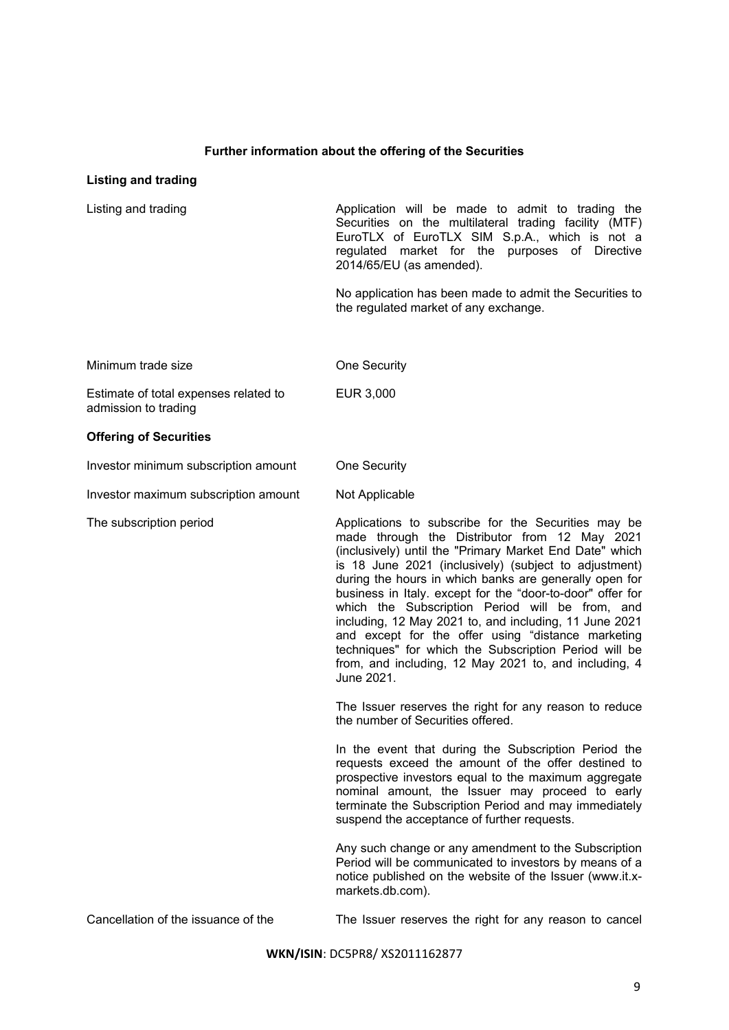## Further information about the offering of the Securities

### Listing and trading

| | |
|---|---|
| Listing and trading | Application will be made to admit to trading the Securities on the multilateral trading facility (MTF) EuroTLX of EuroTLX SIM S.p.A., which is not a regulated market for the purposes of Directive 2014/65/EU (as amended).<br><br>No application has been made to admit the Securities to the regulated market of any exchange. |
| Minimum trade size | One Security |
| Estimate of total expenses related to admission to trading | EUR 3,000 |

### Offering of Securities

| | |
|---|---|
| Investor minimum subscription amount | One Security |
| Investor maximum subscription amount | Not Applicable |
| The subscription period | Applications to subscribe for the Securities may be made through the Distributor from 12 May 2021 (inclusively) until the "Primary Market End Date" which is 18 June 2021 (inclusively) (subject to adjustment) during the hours in which banks are generally open for business in Italy. except for the "door-to-door" offer for which the Subscription Period will be from, and including, 12 May 2021 to, and including, 11 June 2021 and except for the offer using "distance marketing techniques" for which the Subscription Period will be from, and including, 12 May 2021 to, and including, 4 June 2021.<br><br>The Issuer reserves the right for any reason to reduce the number of Securities offered.<br><br>In the event that during the Subscription Period the requests exceed the amount of the offer destined to prospective investors equal to the maximum aggregate nominal amount, the Issuer may proceed to early terminate the Subscription Period and may immediately suspend the acceptance of further requests.<br><br>Any such change or any amendment to the Subscription Period will be communicated to investors by means of a notice published on the website of the Issuer (www.it.x-markets.db.com). |
| Cancellation of the issuance of the | The Issuer reserves the right for any reason to cancel |

**WKN/ISIN**: DC5PR8/ XS2011162877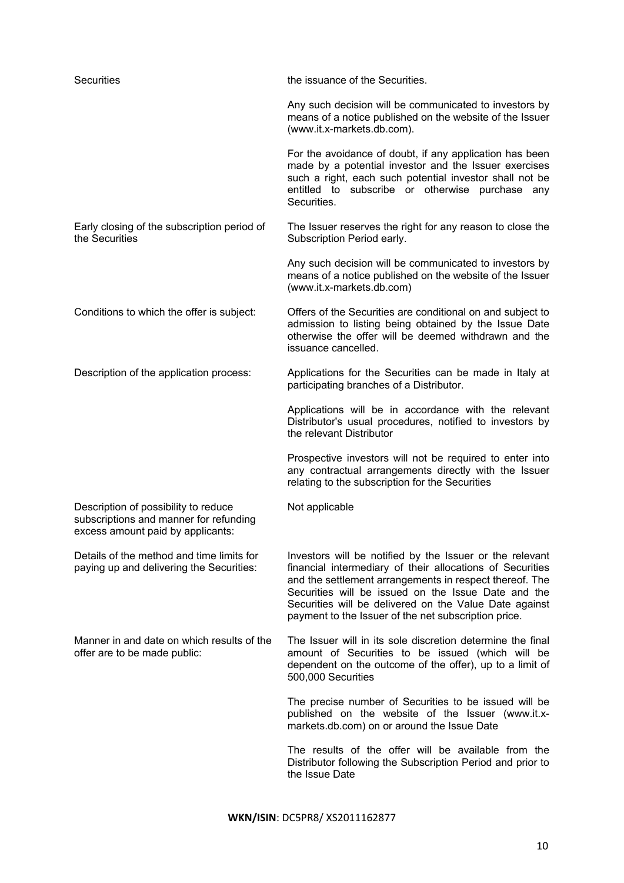| | |
|---|---|
| Securities | the issuance of the Securities.<br><br>Any such decision will be communicated to investors by means of a notice published on the website of the Issuer (www.it.x-markets.db.com).<br><br>For the avoidance of doubt, if any application has been made by a potential investor and the Issuer exercises such a right, each such potential investor shall not be entitled to subscribe or otherwise purchase any Securities. |
| Early closing of the subscription period of the Securities | The Issuer reserves the right for any reason to close the Subscription Period early.<br><br>Any such decision will be communicated to investors by means of a notice published on the website of the Issuer (www.it.x-markets.db.com) |
| Conditions to which the offer is subject: | Offers of the Securities are conditional on and subject to admission to listing being obtained by the Issue Date otherwise the offer will be deemed withdrawn and the issuance cancelled. |
| Description of the application process: | Applications for the Securities can be made in Italy at participating branches of a Distributor.<br><br>Applications will be in accordance with the relevant Distributor's usual procedures, notified to investors by the relevant Distributor<br><br>Prospective investors will not be required to enter into any contractual arrangements directly with the Issuer relating to the subscription for the Securities |
| Description of possibility to reduce subscriptions and manner for refunding excess amount paid by applicants: | Not applicable |
| Details of the method and time limits for paying up and delivering the Securities: | Investors will be notified by the Issuer or the relevant financial intermediary of their allocations of Securities and the settlement arrangements in respect thereof. The Securities will be issued on the Issue Date and the Securities will be delivered on the Value Date against payment to the Issuer of the net subscription price. |
| Manner in and date on which results of the offer are to be made public: | The Issuer will in its sole discretion determine the final amount of Securities to be issued (which will be dependent on the outcome of the offer), up to a limit of 500,000 Securities<br><br>The precise number of Securities to be issued will be published on the website of the Issuer (www.it.x-markets.db.com) on or around the Issue Date<br><br>The results of the offer will be available from the Distributor following the Subscription Period and prior to the Issue Date |

**WKN/ISIN**: DC5PR8/ XS2011162877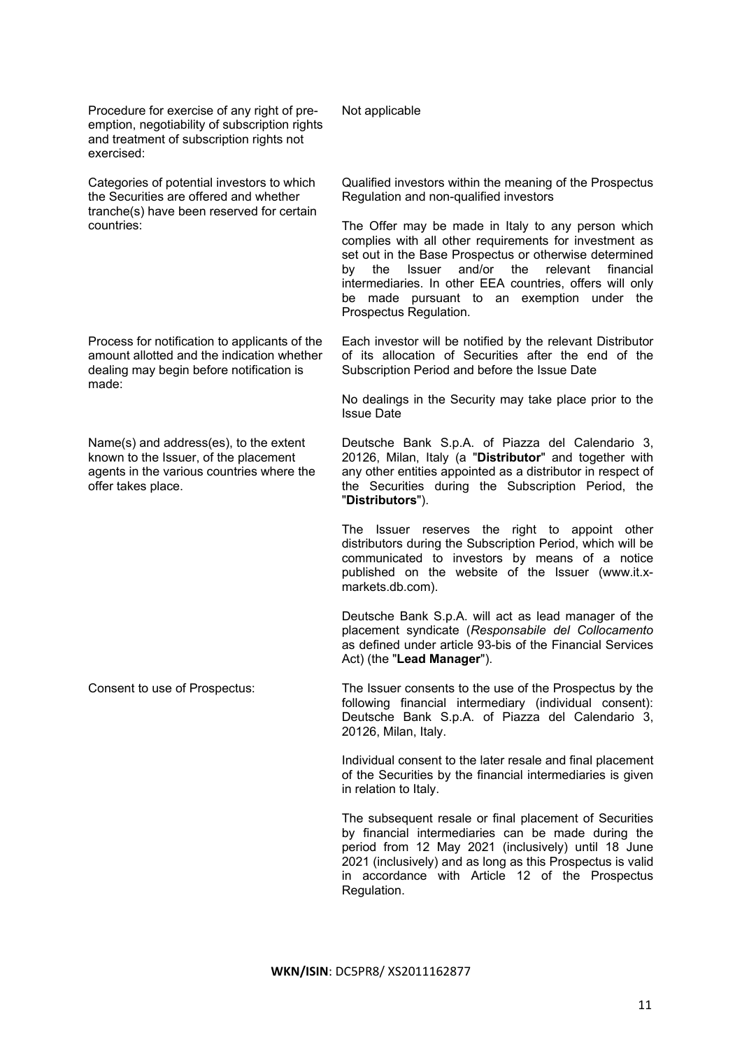| | |
|---|---|
| Procedure for exercise of any right of pre-emption, negotiability of subscription rights and treatment of subscription rights not exercised: | Not applicable |
| Categories of potential investors to which the Securities are offered and whether tranche(s) have been reserved for certain countries: | Qualified investors within the meaning of the Prospectus Regulation and non-qualified investors<br><br>The Offer may be made in Italy to any person which complies with all other requirements for investment as set out in the Base Prospectus or otherwise determined by the Issuer and/or the relevant financial intermediaries. In other EEA countries, offers will only be made pursuant to an exemption under the Prospectus Regulation. |
| Process for notification to applicants of the amount allotted and the indication whether dealing may begin before notification is made: | Each investor will be notified by the relevant Distributor of its allocation of Securities after the end of the Subscription Period and before the Issue Date<br><br>No dealings in the Security may take place prior to the Issue Date |
| Name(s) and address(es), to the extent known to the Issuer, of the placement agents in the various countries where the offer takes place. | Deutsche Bank S.p.A. of Piazza del Calendario 3, 20126, Milan, Italy (a "**Distributor**" and together with any other entities appointed as a distributor in respect of the Securities during the Subscription Period, the "**Distributors**").<br><br>The Issuer reserves the right to appoint other distributors during the Subscription Period, which will be communicated to investors by means of a notice published on the website of the Issuer (www.it.x-markets.db.com).<br><br>Deutsche Bank S.p.A. will act as lead manager of the placement syndicate (*Responsabile del Collocamento* as defined under article 93-bis of the Financial Services Act) (the "**Lead Manager**"). |
| Consent to use of Prospectus: | The Issuer consents to the use of the Prospectus by the following financial intermediary (individual consent): Deutsche Bank S.p.A. of Piazza del Calendario 3, 20126, Milan, Italy.<br><br>Individual consent to the later resale and final placement of the Securities by the financial intermediaries is given in relation to Italy.<br><br>The subsequent resale or final placement of Securities by financial intermediaries can be made during the period from 12 May 2021 (inclusively) until 18 June 2021 (inclusively) and as long as this Prospectus is valid in accordance with Article 12 of the Prospectus Regulation. |

**WKN/ISIN**: DC5PR8/ XS2011162877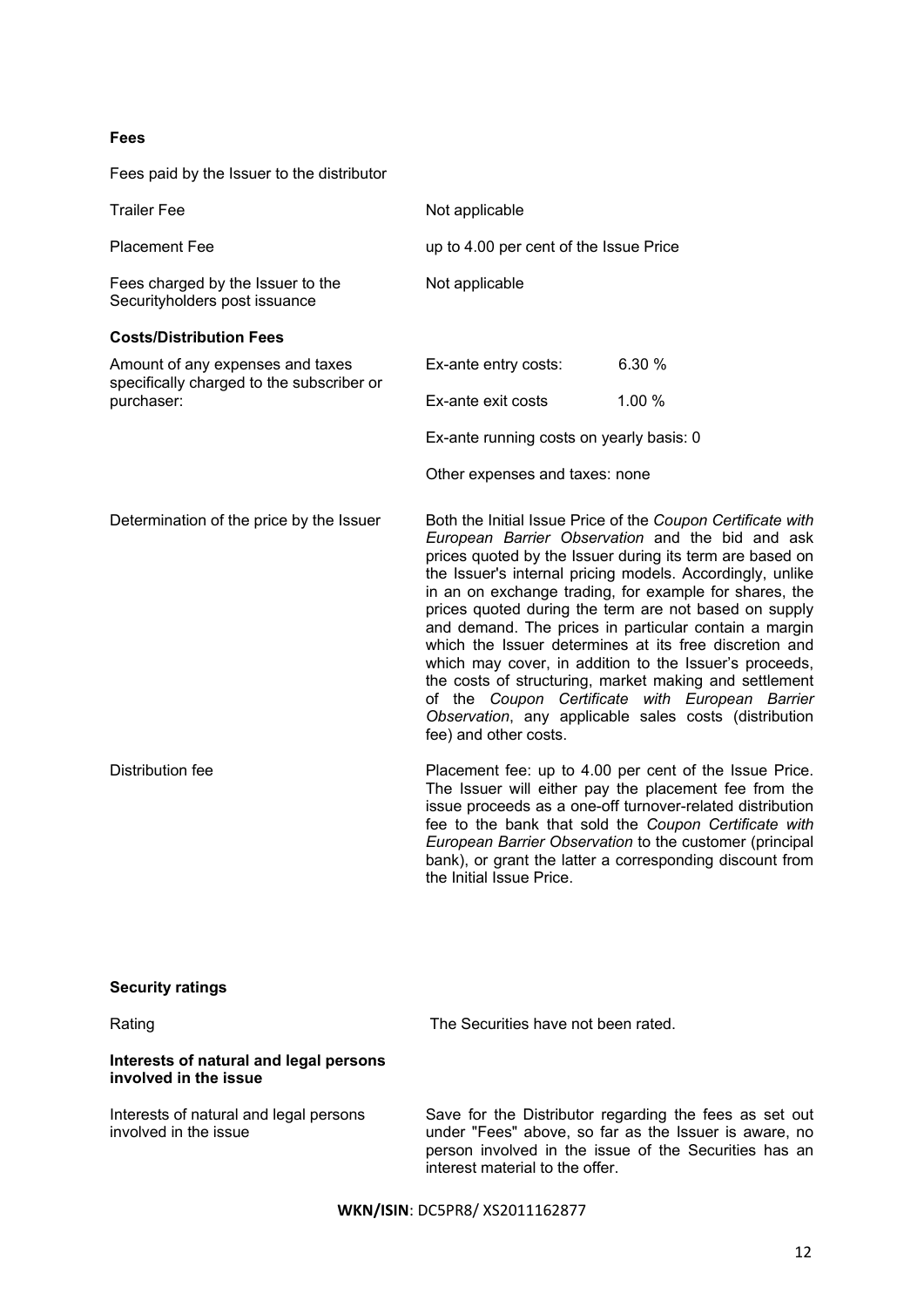**Fees**

Fees paid by the Issuer to the distributor

| | |
|---|---|
| Trailer Fee | Not applicable |
| Placement Fee | up to 4.00 per cent of the Issue Price |
| Fees charged by the Issuer to the Securityholders post issuance | Not applicable |

**Costs/Distribution Fees**

| | | |
|---|---|---|
| Amount of any expenses and taxes specifically charged to the subscriber or purchaser: | Ex-ante entry costs: | 6.30 % |
| | Ex-ante exit costs | 1.00 % |
| | Ex-ante running costs on yearly basis: 0 | |
| | Other expenses and taxes: none | |

| | |
|---|---|
| Determination of the price by the Issuer | Both the Initial Issue Price of the *Coupon Certificate with European Barrier Observation* and the bid and ask prices quoted by the Issuer during its term are based on the Issuer's internal pricing models. Accordingly, unlike in an on exchange trading, for example for shares, the prices quoted during the term are not based on supply and demand. The prices in particular contain a margin which the Issuer determines at its free discretion and which may cover, in addition to the Issuer's proceeds, the costs of structuring, market making and settlement of the *Coupon Certificate with European Barrier Observation*, any applicable sales costs (distribution fee) and other costs. |
| Distribution fee | Placement fee: up to 4.00 per cent of the Issue Price. The Issuer will either pay the placement fee from the issue proceeds as a one-off turnover-related distribution fee to the bank that sold the *Coupon Certificate with European Barrier Observation* to the customer (principal bank), or grant the latter a corresponding discount from the Initial Issue Price. |

**Security ratings**

| | |
|---|---|
| Rating | The Securities have not been rated. |

**Interests of natural and legal persons involved in the issue**

| | |
|---|---|
| Interests of natural and legal persons involved in the issue | Save for the Distributor regarding the fees as set out under "Fees" above, so far as the Issuer is aware, no person involved in the issue of the Securities has an interest material to the offer. |

**WKN/ISIN**: DC5PR8/ XS2011162877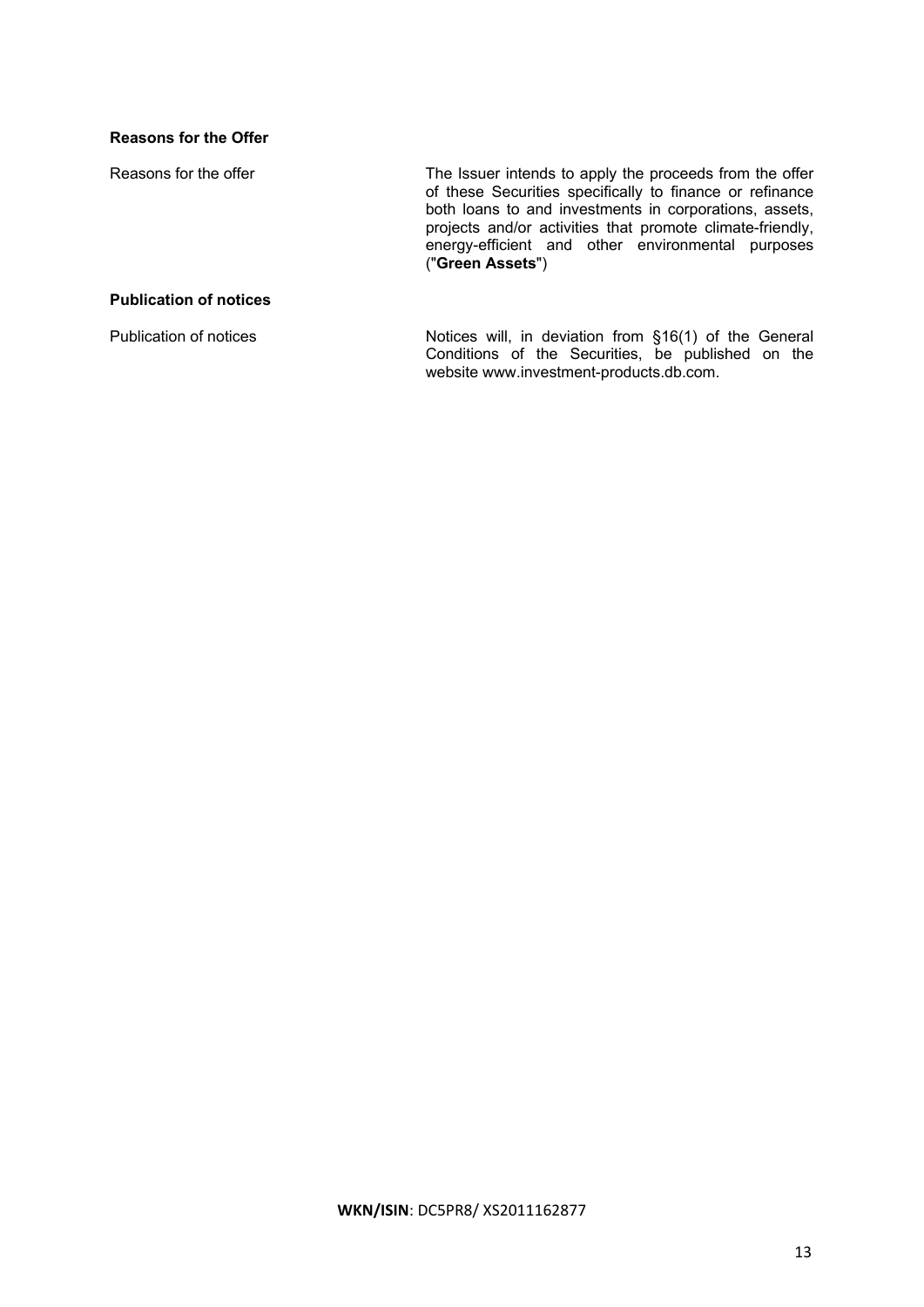**Reasons for the Offer**

| | |
|---|---|
| Reasons for the offer | The Issuer intends to apply the proceeds from the offer of these Securities specifically to finance or refinance both loans to and investments in corporations, assets, projects and/or activities that promote climate-friendly, energy-efficient and other environmental purposes ("**Green Assets**") |

**Publication of notices**

| | |
|---|---|
| Publication of notices | Notices will, in deviation from §16(1) of the General Conditions of the Securities, be published on the website www.investment-products.db.com. |

**WKN/ISIN**: DC5PR8/ XS2011162877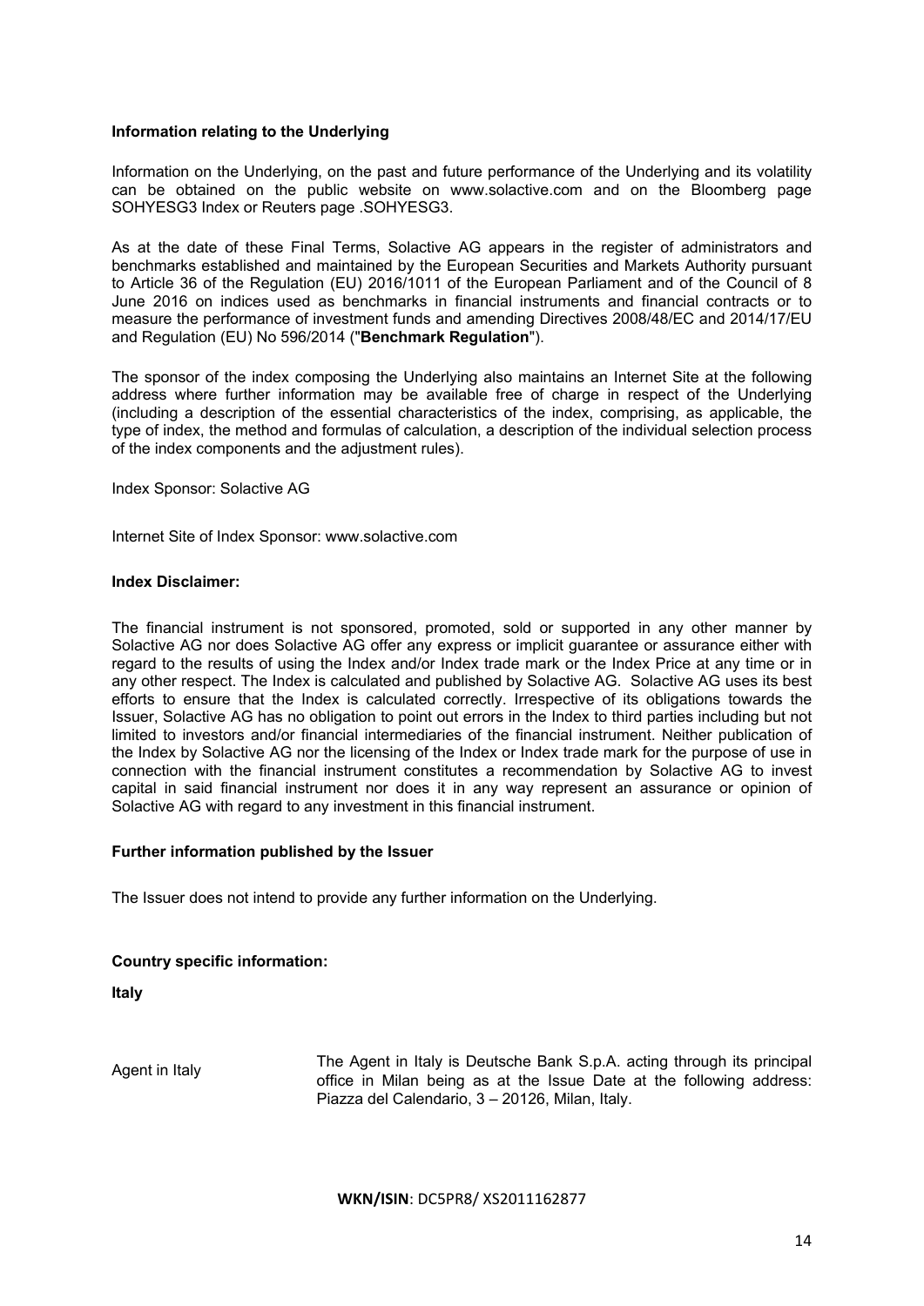**Information relating to the Underlying**

Information on the Underlying, on the past and future performance of the Underlying and its volatility can be obtained on the public website on www.solactive.com and on the Bloomberg page SOHYESG3 Index or Reuters page .SOHYESG3.

As at the date of these Final Terms, Solactive AG appears in the register of administrators and benchmarks established and maintained by the European Securities and Markets Authority pursuant to Article 36 of the Regulation (EU) 2016/1011 of the European Parliament and of the Council of 8 June 2016 on indices used as benchmarks in financial instruments and financial contracts or to measure the performance of investment funds and amending Directives 2008/48/EC and 2014/17/EU and Regulation (EU) No 596/2014 ("**Benchmark Regulation**").

The sponsor of the index composing the Underlying also maintains an Internet Site at the following address where further information may be available free of charge in respect of the Underlying (including a description of the essential characteristics of the index, comprising, as applicable, the type of index, the method and formulas of calculation, a description of the individual selection process of the index components and the adjustment rules).

Index Sponsor: Solactive AG

Internet Site of Index Sponsor: www.solactive.com

**Index Disclaimer:**

The financial instrument is not sponsored, promoted, sold or supported in any other manner by Solactive AG nor does Solactive AG offer any express or implicit guarantee or assurance either with regard to the results of using the Index and/or Index trade mark or the Index Price at any time or in any other respect. The Index is calculated and published by Solactive AG. Solactive AG uses its best efforts to ensure that the Index is calculated correctly. Irrespective of its obligations towards the Issuer, Solactive AG has no obligation to point out errors in the Index to third parties including but not limited to investors and/or financial intermediaries of the financial instrument. Neither publication of the Index by Solactive AG nor the licensing of the Index or Index trade mark for the purpose of use in connection with the financial instrument constitutes a recommendation by Solactive AG to invest capital in said financial instrument nor does it in any way represent an assurance or opinion of Solactive AG with regard to any investment in this financial instrument.

**Further information published by the Issuer**

The Issuer does not intend to provide any further information on the Underlying.

**Country specific information:**

**Italy**

| | |
|---|---|
| Agent in Italy | The Agent in Italy is Deutsche Bank S.p.A. acting through its principal office in Milan being as at the Issue Date at the following address: Piazza del Calendario, 3 – 20126, Milan, Italy. |

**WKN/ISIN**: DC5PR8/ XS2011162877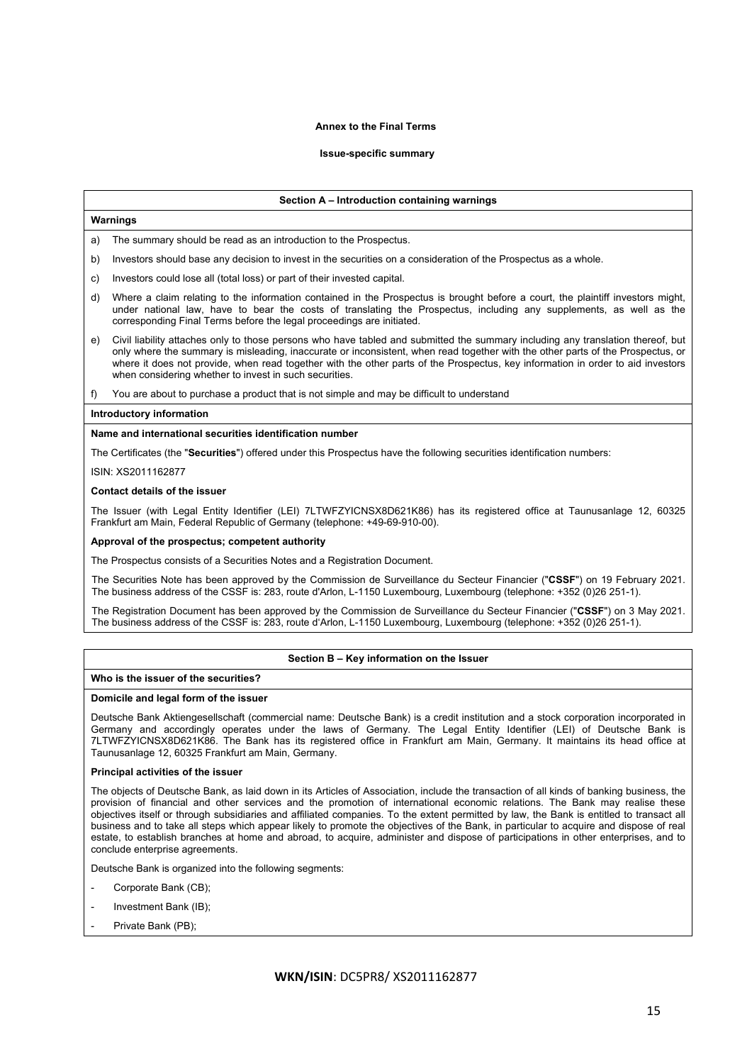**Annex to the Final Terms**

**Issue-specific summary**

## Section A – Introduction containing warnings

**Warnings**

a) The summary should be read as an introduction to the Prospectus.

b) Investors should base any decision to invest in the securities on a consideration of the Prospectus as a whole.

c) Investors could lose all (total loss) or part of their invested capital.

d) Where a claim relating to the information contained in the Prospectus is brought before a court, the plaintiff investors might, under national law, have to bear the costs of translating the Prospectus, including any supplements, as well as the corresponding Final Terms before the legal proceedings are initiated.

e) Civil liability attaches only to those persons who have tabled and submitted the summary including any translation thereof, but only where the summary is misleading, inaccurate or inconsistent, when read together with the other parts of the Prospectus, or where it does not provide, when read together with the other parts of the Prospectus, key information in order to aid investors when considering whether to invest in such securities.

f) You are about to purchase a product that is not simple and may be difficult to understand

**Introductory information**

**Name and international securities identification number**

The Certificates (the "**Securities**") offered under this Prospectus have the following securities identification numbers:

ISIN: XS2011162877

**Contact details of the issuer**

The Issuer (with Legal Entity Identifier (LEI) 7LTWFZYICNSX8D621K86) has its registered office at Taunusanlage 12, 60325 Frankfurt am Main, Federal Republic of Germany (telephone: +49-69-910-00).

**Approval of the prospectus; competent authority**

The Prospectus consists of a Securities Notes and a Registration Document.

The Securities Note has been approved by the Commission de Surveillance du Secteur Financier ("**CSSF**") on 19 February 2021. The business address of the CSSF is: 283, route d'Arlon, L-1150 Luxembourg, Luxembourg (telephone: +352 (0)26 251-1).

The Registration Document has been approved by the Commission de Surveillance du Secteur Financier ("**CSSF**") on 3 May 2021. The business address of the CSSF is: 283, route d'Arlon, L-1150 Luxembourg, Luxembourg (telephone: +352 (0)26 251-1).

## Section B – Key information on the Issuer

**Who is the issuer of the securities?**

**Domicile and legal form of the issuer**

Deutsche Bank Aktiengesellschaft (commercial name: Deutsche Bank) is a credit institution and a stock corporation incorporated in Germany and accordingly operates under the laws of Germany. The Legal Entity Identifier (LEI) of Deutsche Bank is 7LTWFZYICNSX8D621K86. The Bank has its registered office in Frankfurt am Main, Germany. It maintains its head office at Taunusanlage 12, 60325 Frankfurt am Main, Germany.

**Principal activities of the issuer**

The objects of Deutsche Bank, as laid down in its Articles of Association, include the transaction of all kinds of banking business, the provision of financial and other services and the promotion of international economic relations. The Bank may realise these objectives itself or through subsidiaries and affiliated companies. To the extent permitted by law, the Bank is entitled to transact all business and to take all steps which appear likely to promote the objectives of the Bank, in particular to acquire and dispose of real estate, to establish branches at home and abroad, to acquire, administer and dispose of participations in other enterprises, and to conclude enterprise agreements.

Deutsche Bank is organized into the following segments:

- Corporate Bank (CB);
- Investment Bank (IB);
- Private Bank (PB);

**WKN/ISIN**: DC5PR8/ XS2011162877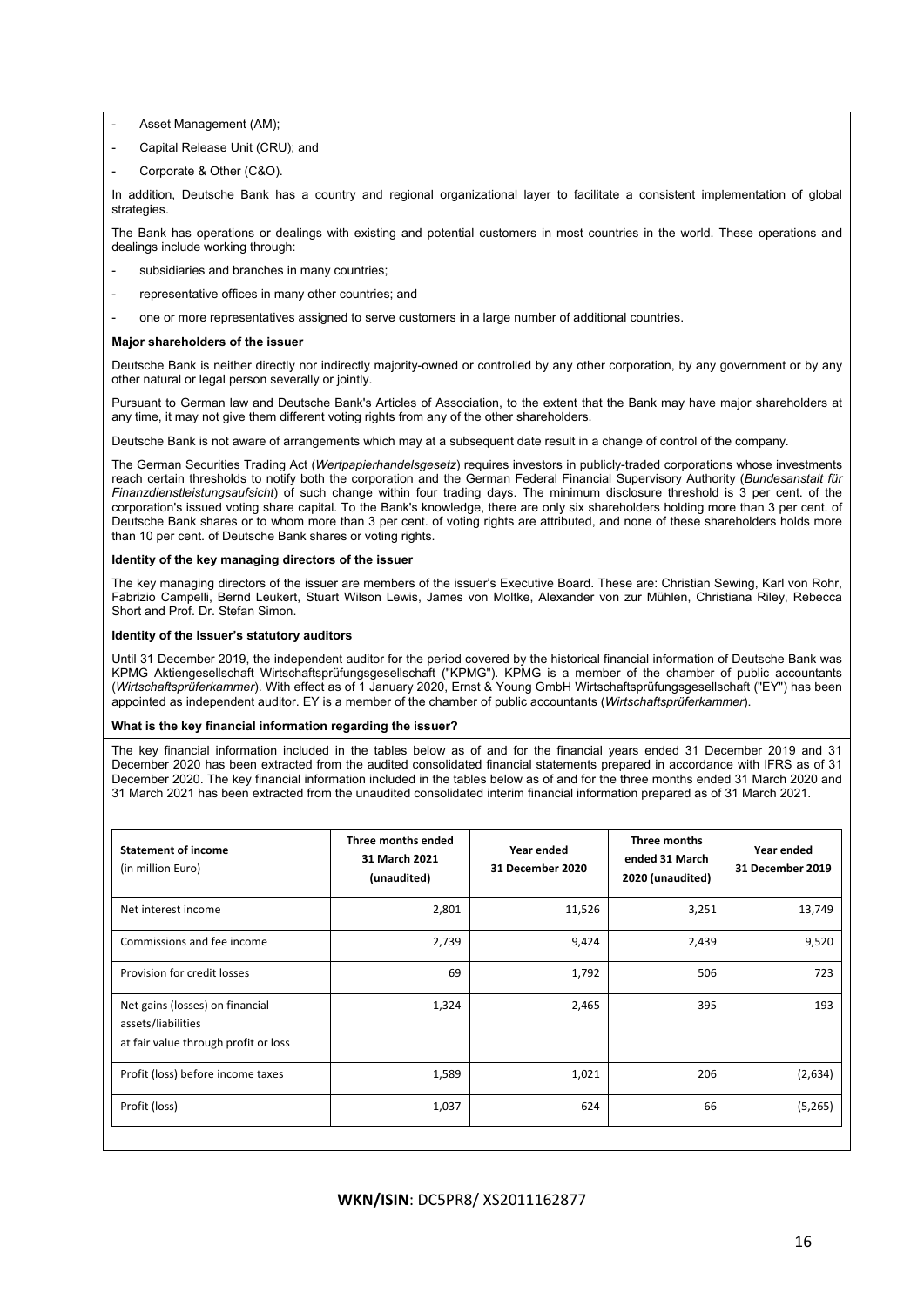- Asset Management (AM);
- Capital Release Unit (CRU); and
- Corporate & Other (C&O).

In addition, Deutsche Bank has a country and regional organizational layer to facilitate a consistent implementation of global strategies.

The Bank has operations or dealings with existing and potential customers in most countries in the world. These operations and dealings include working through:

- subsidiaries and branches in many countries;
- representative offices in many other countries; and
- one or more representatives assigned to serve customers in a large number of additional countries.

**Major shareholders of the issuer**

Deutsche Bank is neither directly nor indirectly majority-owned or controlled by any other corporation, by any government or by any other natural or legal person severally or jointly.

Pursuant to German law and Deutsche Bank's Articles of Association, to the extent that the Bank may have major shareholders at any time, it may not give them different voting rights from any of the other shareholders.

Deutsche Bank is not aware of arrangements which may at a subsequent date result in a change of control of the company.

The German Securities Trading Act (*Wertpapierhandelsgesetz*) requires investors in publicly-traded corporations whose investments reach certain thresholds to notify both the corporation and the German Federal Financial Supervisory Authority (*Bundesanstalt für Finanzdienstleistungsaufsicht*) of such change within four trading days. The minimum disclosure threshold is 3 per cent. of the corporation's issued voting share capital. To the Bank's knowledge, there are only six shareholders holding more than 3 per cent. of Deutsche Bank shares or to whom more than 3 per cent. of voting rights are attributed, and none of these shareholders holds more than 10 per cent. of Deutsche Bank shares or voting rights.

**Identity of the key managing directors of the issuer**

The key managing directors of the issuer are members of the issuer's Executive Board. These are: Christian Sewing, Karl von Rohr, Fabrizio Campelli, Bernd Leukert, Stuart Wilson Lewis, James von Moltke, Alexander von zur Mühlen, Christiana Riley, Rebecca Short and Prof. Dr. Stefan Simon.

**Identity of the Issuer's statutory auditors**

Until 31 December 2019, the independent auditor for the period covered by the historical financial information of Deutsche Bank was KPMG Aktiengesellschaft Wirtschaftsprüfungsgesellschaft ("KPMG"). KPMG is a member of the chamber of public accountants (*Wirtschaftsprüferkammer*). With effect as of 1 January 2020, Ernst & Young GmbH Wirtschaftsprüfungsgesellschaft ("EY") has been appointed as independent auditor. EY is a member of the chamber of public accountants (*Wirtschaftsprüferkammer*).

**What is the key financial information regarding the issuer?**

The key financial information included in the tables below as of and for the financial years ended 31 December 2019 and 31 December 2020 has been extracted from the audited consolidated financial statements prepared in accordance with IFRS as of 31 December 2020. The key financial information included in the tables below as of and for the three months ended 31 March 2020 and 31 March 2021 has been extracted from the unaudited consolidated interim financial information prepared as of 31 March 2021.

| **Statement of income** (in million Euro) | **Three months ended 31 March 2021 (unaudited)** | **Year ended 31 December 2020** | **Three months ended 31 March 2020 (unaudited)** | **Year ended 31 December 2019** |
|---|---|---|---|---|
| Net interest income | 2,801 | 11,526 | 3,251 | 13,749 |
| Commissions and fee income | 2,739 | 9,424 | 2,439 | 9,520 |
| Provision for credit losses | 69 | 1,792 | 506 | 723 |
| Net gains (losses) on financial assets/liabilities at fair value through profit or loss | 1,324 | 2,465 | 395 | 193 |
| Profit (loss) before income taxes | 1,589 | 1,021 | 206 | (2,634) |
| Profit (loss) | 1,037 | 624 | 66 | (5,265) |

**WKN/ISIN**: DC5PR8/ XS2011162877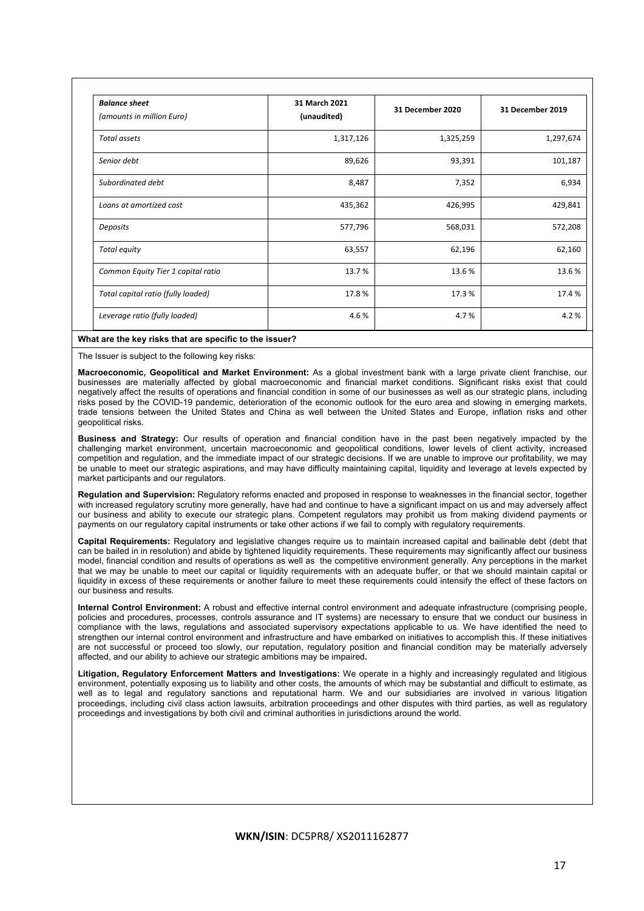| *Balance sheet* *(amounts in million Euro)* | **31 March 2021 (unaudited)** | **31 December 2020** | **31 December 2019** |
|---|---|---|---|
| *Total assets* | 1,317,126 | 1,325,259 | 1,297,674 |
| *Senior debt* | 89,626 | 93,391 | 101,187 |
| *Subordinated debt* | 8,487 | 7,352 | 6,934 |
| *Loans at amortized cost* | 435,362 | 426,995 | 429,841 |
| *Deposits* | 577,796 | 568,031 | 572,208 |
| *Total equity* | 63,557 | 62,196 | 62,160 |
| *Common Equity Tier 1 capital ratio* | 13.7 % | 13.6 % | 13.6 % |
| *Total capital ratio (fully loaded)* | 17.8 % | 17.3 % | 17.4 % |
| *Leverage ratio (fully loaded)* | 4.6 % | 4.7 % | 4.2 % |

**What are the key risks that are specific to the issuer?**

The Issuer is subject to the following key risks:

**Macroeconomic, Geopolitical and Market Environment:** As a global investment bank with a large private client franchise, our businesses are materially affected by global macroeconomic and financial market conditions. Significant risks exist that could negatively affect the results of operations and financial condition in some of our businesses as well as our strategic plans, including risks posed by the COVID-19 pandemic, deterioration of the economic outlook for the euro area and slowing in emerging markets, trade tensions between the United States and China as well between the United States and Europe, inflation risks and other geopolitical risks.

**Business and Strategy:** Our results of operation and financial condition have in the past been negatively impacted by the challenging market environment, uncertain macroeconomic and geopolitical conditions, lower levels of client activity, increased competition and regulation, and the immediate impact of our strategic decisions. If we are unable to improve our profitability, we may be unable to meet our strategic aspirations, and may have difficulty maintaining capital, liquidity and leverage at levels expected by market participants and our regulators.

**Regulation and Supervision:** Regulatory reforms enacted and proposed in response to weaknesses in the financial sector, together with increased regulatory scrutiny more generally, have had and continue to have a significant impact on us and may adversely affect our business and ability to execute our strategic plans. Competent regulators may prohibit us from making dividend payments or payments on our regulatory capital instruments or take other actions if we fail to comply with regulatory requirements.

**Capital Requirements:** Regulatory and legislative changes require us to maintain increased capital and bailinable debt (debt that can be bailed in in resolution) and abide by tightened liquidity requirements. These requirements may significantly affect our business model, financial condition and results of operations as well as the competitive environment generally. Any perceptions in the market that we may be unable to meet our capital or liquidity requirements with an adequate buffer, or that we should maintain capital or liquidity in excess of these requirements or another failure to meet these requirements could intensify the effect of these factors on our business and results.

**Internal Control Environment:** A robust and effective internal control environment and adequate infrastructure (comprising people, policies and procedures, processes, controls assurance and IT systems) are necessary to ensure that we conduct our business in compliance with the laws, regulations and associated supervisory expectations applicable to us. We have identified the need to strengthen our internal control environment and infrastructure and have embarked on initiatives to accomplish this. If these initiatives are not successful or proceed too slowly, our reputation, regulatory position and financial condition may be materially adversely affected, and our ability to achieve our strategic ambitions may be impaired**.**

**Litigation, Regulatory Enforcement Matters and Investigations:** We operate in a highly and increasingly regulated and litigious environment, potentially exposing us to liability and other costs, the amounts of which may be substantial and difficult to estimate, as well as to legal and regulatory sanctions and reputational harm. We and our subsidiaries are involved in various litigation proceedings, including civil class action lawsuits, arbitration proceedings and other disputes with third parties, as well as regulatory proceedings and investigations by both civil and criminal authorities in jurisdictions around the world.

**WKN/ISIN**: DC5PR8/ XS2011162877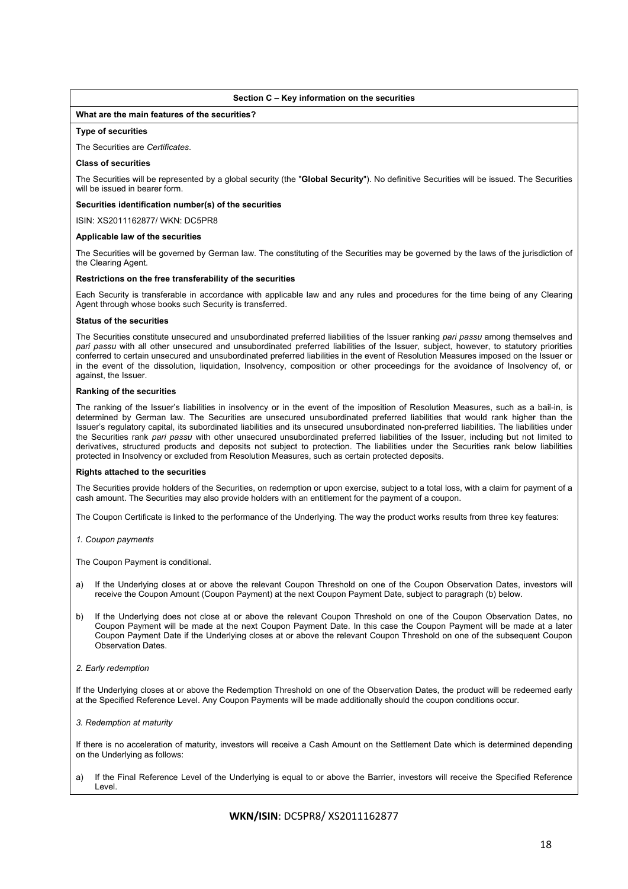## Section C – Key information on the securities

### What are the main features of the securities?

**Type of securities**

The Securities are *Certificates*.

**Class of securities**

The Securities will be represented by a global security (the "**Global Security**"). No definitive Securities will be issued. The Securities will be issued in bearer form.

**Securities identification number(s) of the securities**

ISIN: XS2011162877/ WKN: DC5PR8

**Applicable law of the securities**

The Securities will be governed by German law. The constituting of the Securities may be governed by the laws of the jurisdiction of the Clearing Agent.

**Restrictions on the free transferability of the securities**

Each Security is transferable in accordance with applicable law and any rules and procedures for the time being of any Clearing Agent through whose books such Security is transferred.

**Status of the securities**

The Securities constitute unsecured and unsubordinated preferred liabilities of the Issuer ranking *pari passu* among themselves and *pari passu* with all other unsecured and unsubordinated preferred liabilities of the Issuer, subject, however, to statutory priorities conferred to certain unsecured and unsubordinated preferred liabilities in the event of Resolution Measures imposed on the Issuer or in the event of the dissolution, liquidation, Insolvency, composition or other proceedings for the avoidance of Insolvency of, or against, the Issuer.

**Ranking of the securities**

The ranking of the Issuer's liabilities in insolvency or in the event of the imposition of Resolution Measures, such as a bail-in, is determined by German law. The Securities are unsecured unsubordinated preferred liabilities that would rank higher than the Issuer's regulatory capital, its subordinated liabilities and its unsecured unsubordinated non-preferred liabilities. The liabilities under the Securities rank *pari passu* with other unsecured unsubordinated preferred liabilities of the Issuer, including but not limited to derivatives, structured products and deposits not subject to protection. The liabilities under the Securities rank below liabilities protected in Insolvency or excluded from Resolution Measures, such as certain protected deposits.

**Rights attached to the securities**

The Securities provide holders of the Securities, on redemption or upon exercise, subject to a total loss, with a claim for payment of a cash amount. The Securities may also provide holders with an entitlement for the payment of a coupon.

The Coupon Certificate is linked to the performance of the Underlying. The way the product works results from three key features:

*1. Coupon payments*

The Coupon Payment is conditional.

a) If the Underlying closes at or above the relevant Coupon Threshold on one of the Coupon Observation Dates, investors will receive the Coupon Amount (Coupon Payment) at the next Coupon Payment Date, subject to paragraph (b) below.

b) If the Underlying does not close at or above the relevant Coupon Threshold on one of the Coupon Observation Dates, no Coupon Payment will be made at the next Coupon Payment Date. In this case the Coupon Payment will be made at a later Coupon Payment Date if the Underlying closes at or above the relevant Coupon Threshold on one of the subsequent Coupon Observation Dates.

*2. Early redemption*

If the Underlying closes at or above the Redemption Threshold on one of the Observation Dates, the product will be redeemed early at the Specified Reference Level. Any Coupon Payments will be made additionally should the coupon conditions occur.

*3. Redemption at maturity*

If there is no acceleration of maturity, investors will receive a Cash Amount on the Settlement Date which is determined depending on the Underlying as follows:

a) If the Final Reference Level of the Underlying is equal to or above the Barrier, investors will receive the Specified Reference Level.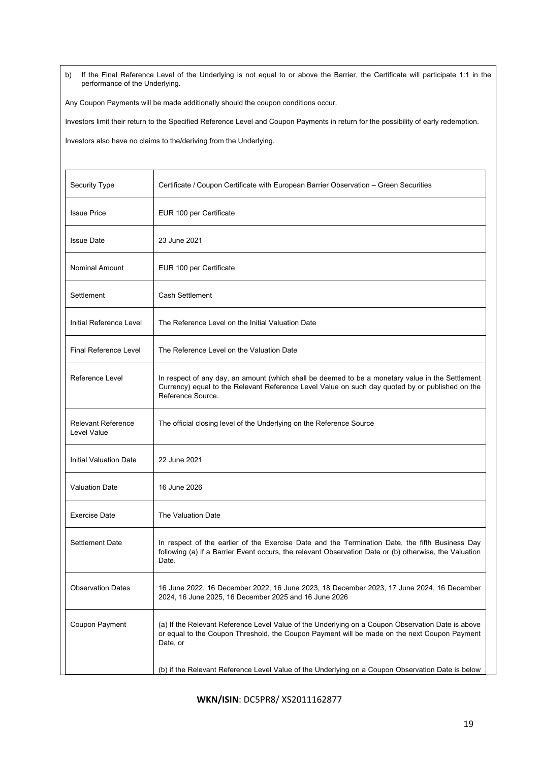b) If the Final Reference Level of the Underlying is not equal to or above the Barrier, the Certificate will participate 1:1 in the performance of the Underlying.

Any Coupon Payments will be made additionally should the coupon conditions occur.

Investors limit their return to the Specified Reference Level and Coupon Payments in return for the possibility of early redemption.

Investors also have no claims to the/deriving from the Underlying.

| | |
|---|---|
| Security Type | Certificate / Coupon Certificate with European Barrier Observation – Green Securities |
| Issue Price | EUR 100 per Certificate |
| Issue Date | 23 June 2021 |
| Nominal Amount | EUR 100 per Certificate |
| Settlement | Cash Settlement |
| Initial Reference Level | The Reference Level on the Initial Valuation Date |
| Final Reference Level | The Reference Level on the Valuation Date |
| Reference Level | In respect of any day, an amount (which shall be deemed to be a monetary value in the Settlement Currency) equal to the Relevant Reference Level Value on such day quoted by or published on the Reference Source. |
| Relevant Reference Level Value | The official closing level of the Underlying on the Reference Source |
| Initial Valuation Date | 22 June 2021 |
| Valuation Date | 16 June 2026 |
| Exercise Date | The Valuation Date |
| Settlement Date | In respect of the earlier of the Exercise Date and the Termination Date, the fifth Business Day following (a) if a Barrier Event occurs, the relevant Observation Date or (b) otherwise, the Valuation Date. |
| Observation Dates | 16 June 2022, 16 December 2022, 16 June 2023, 18 December 2023, 17 June 2024, 16 December 2024, 16 June 2025, 16 December 2025 and 16 June 2026 |
| Coupon Payment | (a) If the Relevant Reference Level Value of the Underlying on a Coupon Observation Date is above or equal to the Coupon Threshold, the Coupon Payment will be made on the next Coupon Payment Date, or<br><br>(b) if the Relevant Reference Level Value of the Underlying on a Coupon Observation Date is below |

**WKN/ISIN**: DC5PR8/ XS2011162877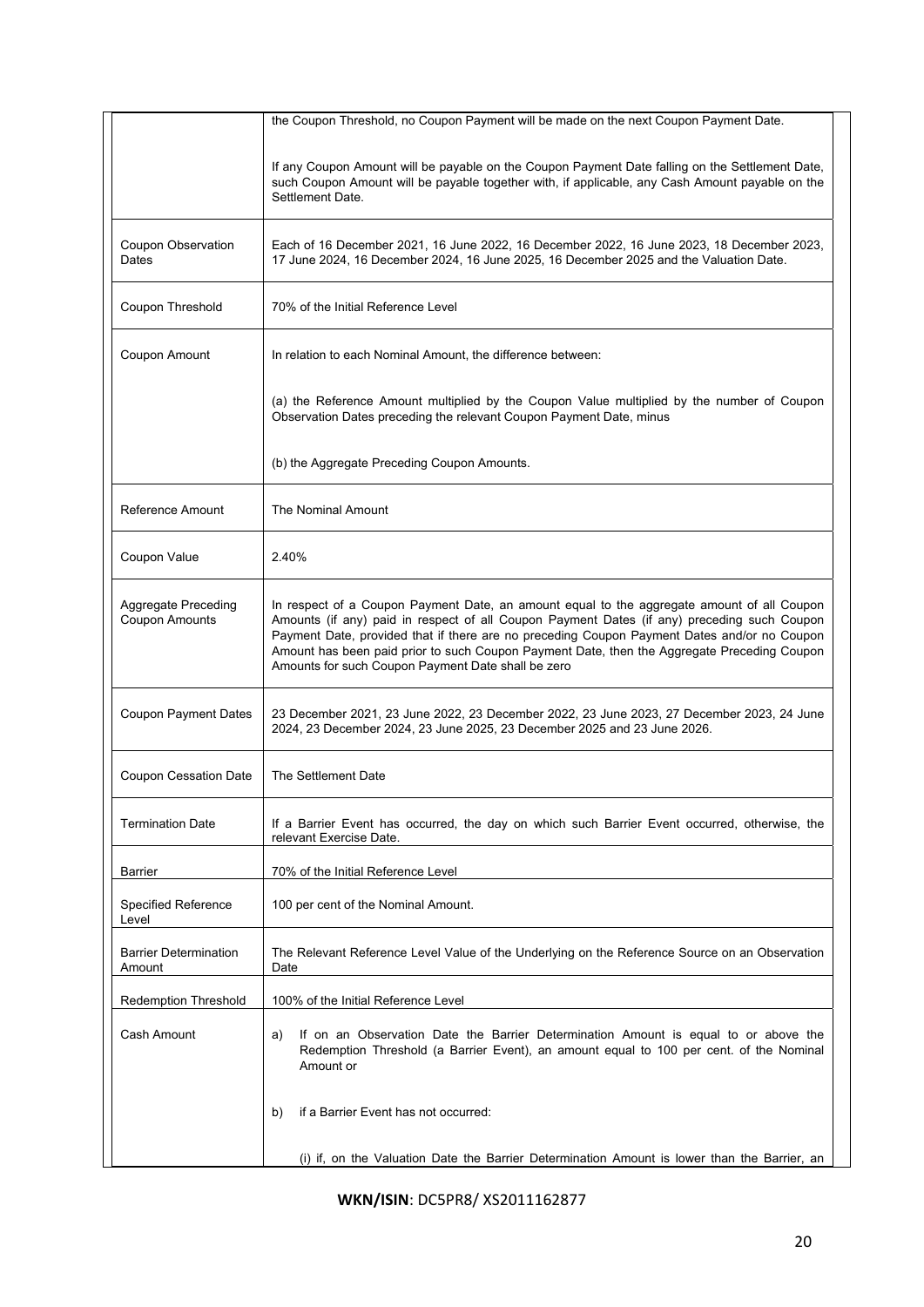| | |
|---|---|
| | the Coupon Threshold, no Coupon Payment will be made on the next Coupon Payment Date.<br><br>If any Coupon Amount will be payable on the Coupon Payment Date falling on the Settlement Date, such Coupon Amount will be payable together with, if applicable, any Cash Amount payable on the Settlement Date. |
| Coupon Observation Dates | Each of 16 December 2021, 16 June 2022, 16 December 2022, 16 June 2023, 18 December 2023, 17 June 2024, 16 December 2024, 16 June 2025, 16 December 2025 and the Valuation Date. |
| Coupon Threshold | 70% of the Initial Reference Level |
| Coupon Amount | In relation to each Nominal Amount, the difference between:<br><br>(a) the Reference Amount multiplied by the Coupon Value multiplied by the number of Coupon Observation Dates preceding the relevant Coupon Payment Date, minus<br><br>(b) the Aggregate Preceding Coupon Amounts. |
| Reference Amount | The Nominal Amount |
| Coupon Value | 2.40% |
| Aggregate Preceding Coupon Amounts | In respect of a Coupon Payment Date, an amount equal to the aggregate amount of all Coupon Amounts (if any) paid in respect of all Coupon Payment Dates (if any) preceding such Coupon Payment Date, provided that if there are no preceding Coupon Payment Dates and/or no Coupon Amount has been paid prior to such Coupon Payment Date, then the Aggregate Preceding Coupon Amounts for such Coupon Payment Date shall be zero |
| Coupon Payment Dates | 23 December 2021, 23 June 2022, 23 December 2022, 23 June 2023, 27 December 2023, 24 June 2024, 23 December 2024, 23 June 2025, 23 December 2025 and 23 June 2026. |
| Coupon Cessation Date | The Settlement Date |
| Termination Date | If a Barrier Event has occurred, the day on which such Barrier Event occurred, otherwise, the relevant Exercise Date. |
| Barrier | 70% of the Initial Reference Level |
| Specified Reference Level | 100 per cent of the Nominal Amount. |
| Barrier Determination Amount | The Relevant Reference Level Value of the Underlying on the Reference Source on an Observation Date |
| Redemption Threshold | 100% of the Initial Reference Level |
| Cash Amount | a) If on an Observation Date the Barrier Determination Amount is equal to or above the Redemption Threshold (a Barrier Event), an amount equal to 100 per cent. of the Nominal Amount or<br><br>b) if a Barrier Event has not occurred:<br><br>(i) if, on the Valuation Date the Barrier Determination Amount is lower than the Barrier, an |

**WKN/ISIN**: DC5PR8/ XS2011162877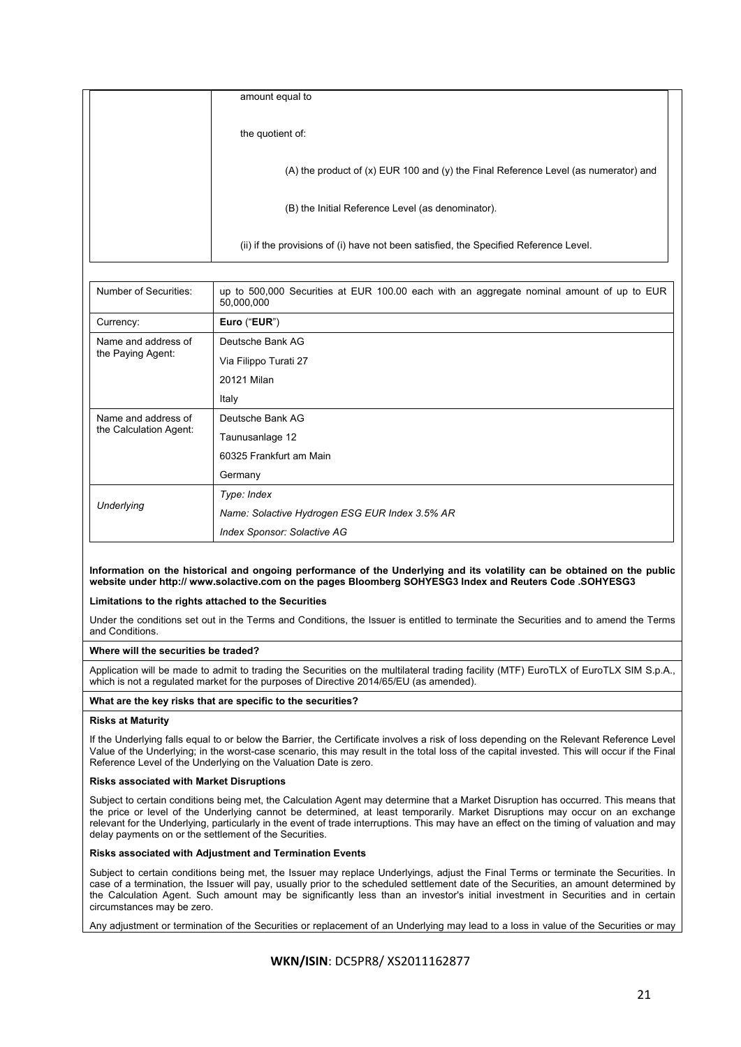| | amount equal to<br><br>the quotient of:<br><br>(A) the product of (x) EUR 100 and (y) the Final Reference Level (as numerator) and<br><br>(B) the Initial Reference Level (as denominator).<br><br>(ii) if the provisions of (i) have not been satisfied, the Specified Reference Level. |
|---|---|

| Number of Securities: | up to 500,000 Securities at EUR 100.00 each with an aggregate nominal amount of up to EUR 50,000,000 |
|---|---|
| Currency: | **Euro** (“**EUR**”) |
| Name and address of the Paying Agent: | Deutsche Bank AG<br>Via Filippo Turati 27<br>20121 Milan<br>Italy |
| Name and address of the Calculation Agent: | Deutsche Bank AG<br>Taunusanlage 12<br>60325 Frankfurt am Main<br>Germany |
| *Underlying* | *Type: Index*<br>*Name: Solactive Hydrogen ESG EUR Index 3.5% AR*<br>*Index Sponsor: Solactive AG* |

**Information on the historical and ongoing performance of the Underlying and its volatility can be obtained on the public website under http:// www.solactive.com on the pages Bloomberg SOHYESG3 Index and Reuters Code .SOHYESG3**

**Limitations to the rights attached to the Securities**

Under the conditions set out in the Terms and Conditions, the Issuer is entitled to terminate the Securities and to amend the Terms and Conditions.

**Where will the securities be traded?**

Application will be made to admit to trading the Securities on the multilateral trading facility (MTF) EuroTLX of EuroTLX SIM S.p.A., which is not a regulated market for the purposes of Directive 2014/65/EU (as amended).

**What are the key risks that are specific to the securities?**

**Risks at Maturity**

If the Underlying falls equal to or below the Barrier, the Certificate involves a risk of loss depending on the Relevant Reference Level Value of the Underlying; in the worst-case scenario, this may result in the total loss of the capital invested. This will occur if the Final Reference Level of the Underlying on the Valuation Date is zero.

**Risks associated with Market Disruptions**

Subject to certain conditions being met, the Calculation Agent may determine that a Market Disruption has occurred. This means that the price or level of the Underlying cannot be determined, at least temporarily. Market Disruptions may occur on an exchange relevant for the Underlying, particularly in the event of trade interruptions. This may have an effect on the timing of valuation and may delay payments on or the settlement of the Securities.

**Risks associated with Adjustment and Termination Events**

Subject to certain conditions being met, the Issuer may replace Underlyings, adjust the Final Terms or terminate the Securities. In case of a termination, the Issuer will pay, usually prior to the scheduled settlement date of the Securities, an amount determined by the Calculation Agent. Such amount may be significantly less than an investor's initial investment in Securities and in certain circumstances may be zero.

Any adjustment or termination of the Securities or replacement of an Underlying may lead to a loss in value of the Securities or may

**WKN/ISIN**: DC5PR8/ XS2011162877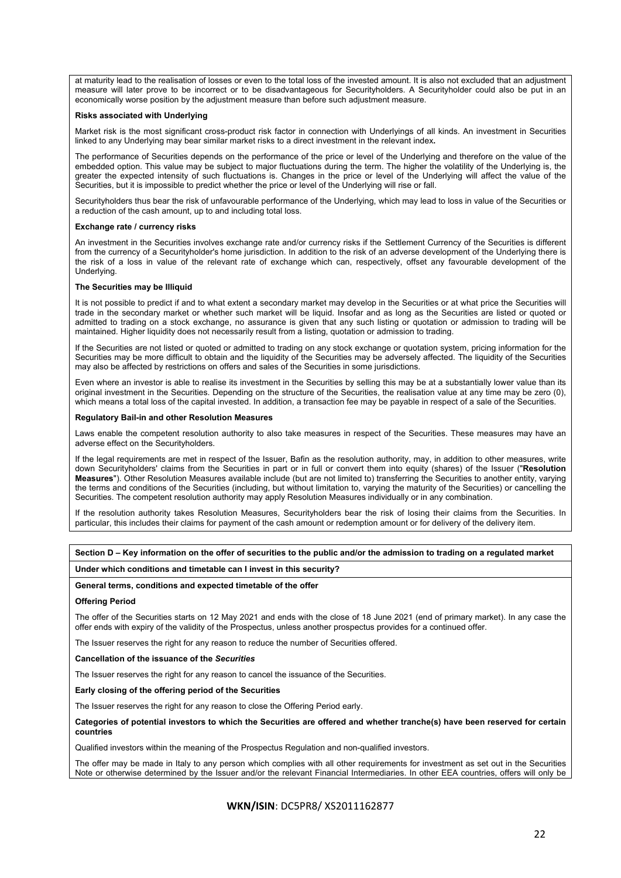at maturity lead to the realisation of losses or even to the total loss of the invested amount. It is also not excluded that an adjustment measure will later prove to be incorrect or to be disadvantageous for Securityholders. A Securityholder could also be put in an economically worse position by the adjustment measure than before such adjustment measure.

**Risks associated with Underlying**

Market risk is the most significant cross-product risk factor in connection with Underlyings of all kinds. An investment in Securities linked to any Underlying may bear similar market risks to a direct investment in the relevant index**.**

The performance of Securities depends on the performance of the price or level of the Underlying and therefore on the value of the embedded option. This value may be subject to major fluctuations during the term. The higher the volatility of the Underlying is, the greater the expected intensity of such fluctuations is. Changes in the price or level of the Underlying will affect the value of the Securities, but it is impossible to predict whether the price or level of the Underlying will rise or fall.

Securityholders thus bear the risk of unfavourable performance of the Underlying, which may lead to loss in value of the Securities or a reduction of the cash amount, up to and including total loss.

**Exchange rate / currency risks**

An investment in the Securities involves exchange rate and/or currency risks if the Settlement Currency of the Securities is different from the currency of a Securityholder's home jurisdiction. In addition to the risk of an adverse development of the Underlying there is the risk of a loss in value of the relevant rate of exchange which can, respectively, offset any favourable development of the Underlying.

**The Securities may be Illiquid**

It is not possible to predict if and to what extent a secondary market may develop in the Securities or at what price the Securities will trade in the secondary market or whether such market will be liquid. Insofar and as long as the Securities are listed or quoted or admitted to trading on a stock exchange, no assurance is given that any such listing or quotation or admission to trading will be maintained. Higher liquidity does not necessarily result from a listing, quotation or admission to trading.

If the Securities are not listed or quoted or admitted to trading on any stock exchange or quotation system, pricing information for the Securities may be more difficult to obtain and the liquidity of the Securities may be adversely affected. The liquidity of the Securities may also be affected by restrictions on offers and sales of the Securities in some jurisdictions.

Even where an investor is able to realise its investment in the Securities by selling this may be at a substantially lower value than its original investment in the Securities. Depending on the structure of the Securities, the realisation value at any time may be zero (0), which means a total loss of the capital invested. In addition, a transaction fee may be payable in respect of a sale of the Securities.

**Regulatory Bail-in and other Resolution Measures**

Laws enable the competent resolution authority to also take measures in respect of the Securities. These measures may have an adverse effect on the Securityholders.

If the legal requirements are met in respect of the Issuer, Bafin as the resolution authority, may, in addition to other measures, write down Securityholders' claims from the Securities in part or in full or convert them into equity (shares) of the Issuer ("**Resolution Measures**"). Other Resolution Measures available include (but are not limited to) transferring the Securities to another entity, varying the terms and conditions of the Securities (including, but without limitation to, varying the maturity of the Securities) or cancelling the Securities. The competent resolution authority may apply Resolution Measures individually or in any combination.

If the resolution authority takes Resolution Measures, Securityholders bear the risk of losing their claims from the Securities. In particular, this includes their claims for payment of the cash amount or redemption amount or for delivery of the delivery item.

## Section D – Key information on the offer of securities to the public and/or the admission to trading on a regulated market

**Under which conditions and timetable can I invest in this security?**

**General terms, conditions and expected timetable of the offer**

**Offering Period**

The offer of the Securities starts on 12 May 2021 and ends with the close of 18 June 2021 (end of primary market). In any case the offer ends with expiry of the validity of the Prospectus, unless another prospectus provides for a continued offer.

The Issuer reserves the right for any reason to reduce the number of Securities offered.

**Cancellation of the issuance of the *Securities***

The Issuer reserves the right for any reason to cancel the issuance of the Securities.

**Early closing of the offering period of the Securities**

The Issuer reserves the right for any reason to close the Offering Period early.

**Categories of potential investors to which the Securities are offered and whether tranche(s) have been reserved for certain countries**

Qualified investors within the meaning of the Prospectus Regulation and non-qualified investors.

The offer may be made in Italy to any person which complies with all other requirements for investment as set out in the Securities Note or otherwise determined by the Issuer and/or the relevant Financial Intermediaries. In other EEA countries, offers will only be

**WKN/ISIN**: DC5PR8/ XS2011162877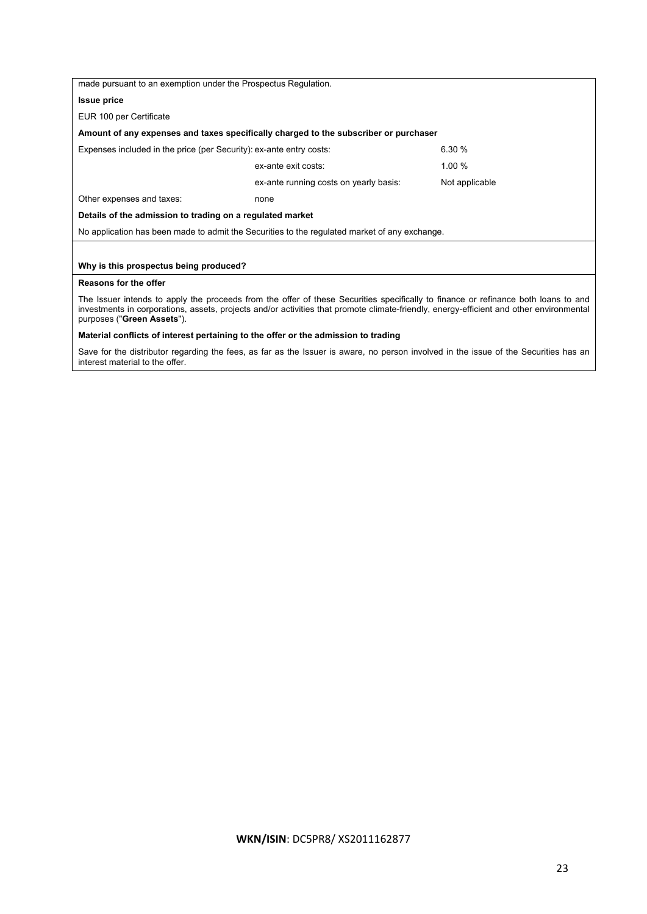made pursuant to an exemption under the Prospectus Regulation.

**Issue price**

EUR 100 per Certificate

**Amount of any expenses and taxes specifically charged to the subscriber or purchaser**

| | | |
|---|---|---|
| Expenses included in the price (per Security): | ex-ante entry costs: | 6.30 % |
| | ex-ante exit costs: | 1.00 % |
| | ex-ante running costs on yearly basis: | Not applicable |
| Other expenses and taxes: | none | |

**Details of the admission to trading on a regulated market**

No application has been made to admit the Securities to the regulated market of any exchange.

**Why is this prospectus being produced?**

**Reasons for the offer**

The Issuer intends to apply the proceeds from the offer of these Securities specifically to finance or refinance both loans to and investments in corporations, assets, projects and/or activities that promote climate-friendly, energy-efficient and other environmental purposes ("**Green Assets**").

**Material conflicts of interest pertaining to the offer or the admission to trading**

Save for the distributor regarding the fees, as far as the Issuer is aware, no person involved in the issue of the Securities has an interest material to the offer.

**WKN/ISIN**: DC5PR8/ XS2011162877